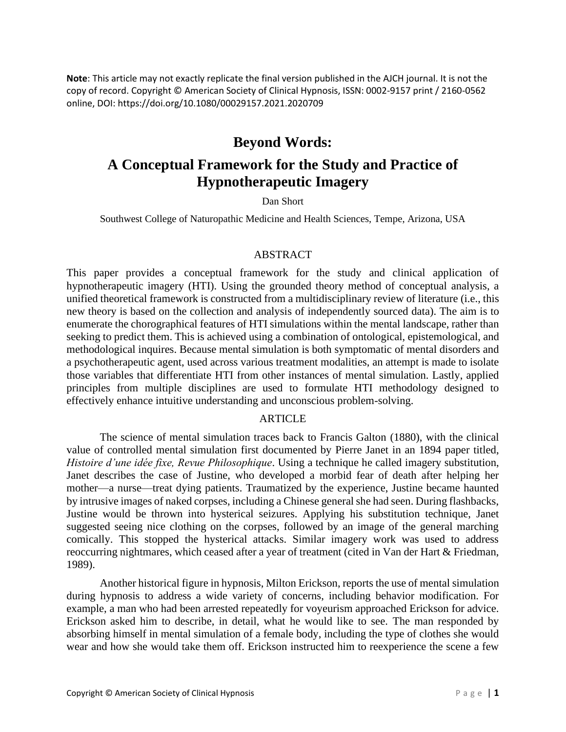**Note**: This article may not exactly replicate the final version published in the AJCH journal. It is not the copy of record. Copyright © American Society of Clinical Hypnosis, ISSN: 0002-9157 print / 2160-0562 online, DOI: https://doi.org/10.1080/00029157.2021.2020709

# Beyond Words:

# A Conceptual Framework for the Study and Practice of Hypnotherapeutic Imagery

Dan Short

Southwest College of Naturopathic Medicine and Health Sciences, Tempe, Arizona, USA

## ABSTRACT

This paper provides a conceptual framework for the study and clinical application of hypnotherapeutic imagery (HTI). Using the grounded theory method of conceptual analysis, a unified theoretical framework is constructed from a multidisciplinary review of literature (i.e., this new theory is based on the collection and analysis of independently sourced data). The aim is to enumerate the chorographical features of HTI simulations within the mental landscape, rather than seeking to predict them. This is achieved using a combination of ontological, epistemological, and methodological inquires. Because mental simulation is both symptomatic of mental disorders and a psychotherapeutic agent, used across various treatment modalities, an attempt is made to isolate those variables that differentiate HTI from other instances of mental simulation. Lastly, applied principles from multiple disciplines are used to formulate HTI methodology designed to effectively enhance intuitive understanding and unconscious problem-solving.

## ARTICLE

The science of mental simulation traces back to Francis Galton (1880), with the clinical value of controlled mental simulation first documented by Pierre Janet in an 1894 paper titled, *Histoire d'une idée fixe, Revue Philosophique*. Using a technique he called imagery substitution, Janet describes the case of Justine, who developed a morbid fear of death after helping her mother—a nurse—treat dying patients. Traumatized by the experience, Justine became haunted by intrusive images of naked corpses, including a Chinese general she had seen. During flashbacks, Justine would be thrown into hysterical seizures. Applying his substitution technique, Janet suggested seeing nice clothing on the corpses, followed by an image of the general marching comically. This stopped the hysterical attacks. Similar imagery work was used to address reoccurring nightmares, which ceased after a year of treatment (cited in Van der Hart & Friedman, 1989).

Another historical figure in hypnosis, Milton Erickson, reports the use of mental simulation during hypnosis to address a wide variety of concerns, including behavior modification. For example, a man who had been arrested repeatedly for voyeurism approached Erickson for advice. Erickson asked him to describe, in detail, what he would like to see. The man responded by absorbing himself in mental simulation of a female body, including the type of clothes she would wear and how she would take them off. Erickson instructed him to reexperience the scene a few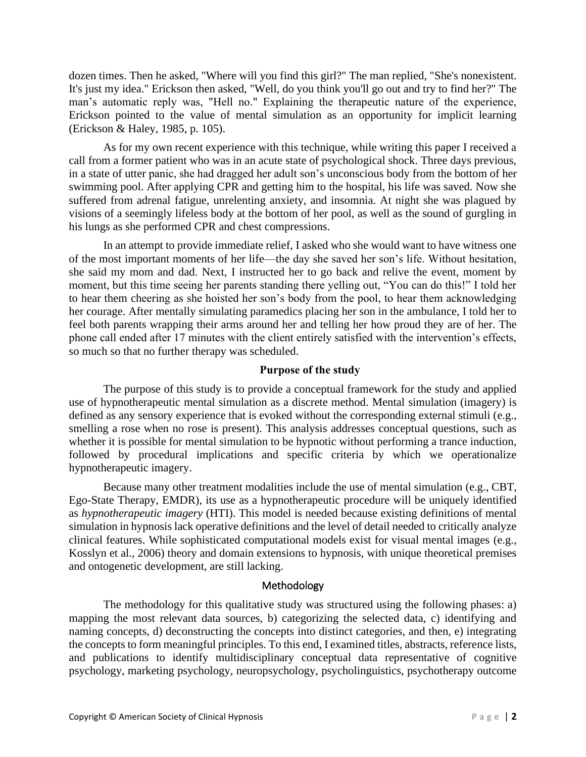dozen times. Then he asked, "Where will you find this girl?" The man replied, "She's nonexistent. It's just my idea." Erickson then asked, "Well, do you think you'll go out and try to find her?" The man's automatic reply was, "Hell no." Explaining the therapeutic nature of the experience, Erickson pointed to the value of mental simulation as an opportunity for implicit learning (Erickson & Haley, 1985, p. 105).

As for my own recent experience with this technique, while writing this paper I received a call from a former patient who was in an acute state of psychological shock. Three days previous, in a state of utter panic, she had dragged her adult son's unconscious body from the bottom of her swimming pool. After applying CPR and getting him to the hospital, his life was saved. Now she suffered from adrenal fatigue, unrelenting anxiety, and insomnia. At night she was plagued by visions of a seemingly lifeless body at the bottom of her pool, as well as the sound of gurgling in his lungs as she performed CPR and chest compressions.

In an attempt to provide immediate relief, I asked who she would want to have witness one of the most important moments of her life—the day she saved her son's life. Without hesitation, she said my mom and dad. Next, I instructed her to go back and relive the event, moment by moment, but this time seeing her parents standing there yelling out, "You can do this!" I told her to hear them cheering as she hoisted her son's body from the pool, to hear them acknowledging her courage. After mentally simulating paramedics placing her son in the ambulance, I told her to feel both parents wrapping their arms around her and telling her how proud they are of her. The phone call ended after 17 minutes with the client entirely satisfied with the intervention's effects, so much so that no further therapy was scheduled.

## Purpose of the study

The purpose of this study is to provide a conceptual framework for the study and applied use of hypnotherapeutic mental simulation as a discrete method. Mental simulation (imagery) is defined as any sensory experience that is evoked without the corresponding external stimuli (e.g., smelling a rose when no rose is present). This analysis addresses conceptual questions, such as whether it is possible for mental simulation to be hypnotic without performing a trance induction, followed by procedural implications and specific criteria by which we operationalize hypnotherapeutic imagery.

Because many other treatment modalities include the use of mental simulation (e.g., CBT, Ego-State Therapy, EMDR), its use as a hypnotherapeutic procedure will be uniquely identified as *hypnotherapeutic imagery* (HTI). This model is needed because existing definitions of mental simulation in hypnosis lack operative definitions and the level of detail needed to critically analyze clinical features. While sophisticated computational models exist for visual mental images (e.g., Kosslyn et al., 2006) theory and domain extensions to hypnosis, with unique theoretical premises and ontogenetic development, are still lacking.

## Methodology

The methodology for this qualitative study was structured using the following phases: a) mapping the most relevant data sources, b) categorizing the selected data, c) identifying and naming concepts, d) deconstructing the concepts into distinct categories, and then, e) integrating the concepts to form meaningful principles. To this end, I examined titles, abstracts, reference lists, and publications to identify multidisciplinary conceptual data representative of cognitive psychology, marketing psychology, neuropsychology, psycholinguistics, psychotherapy outcome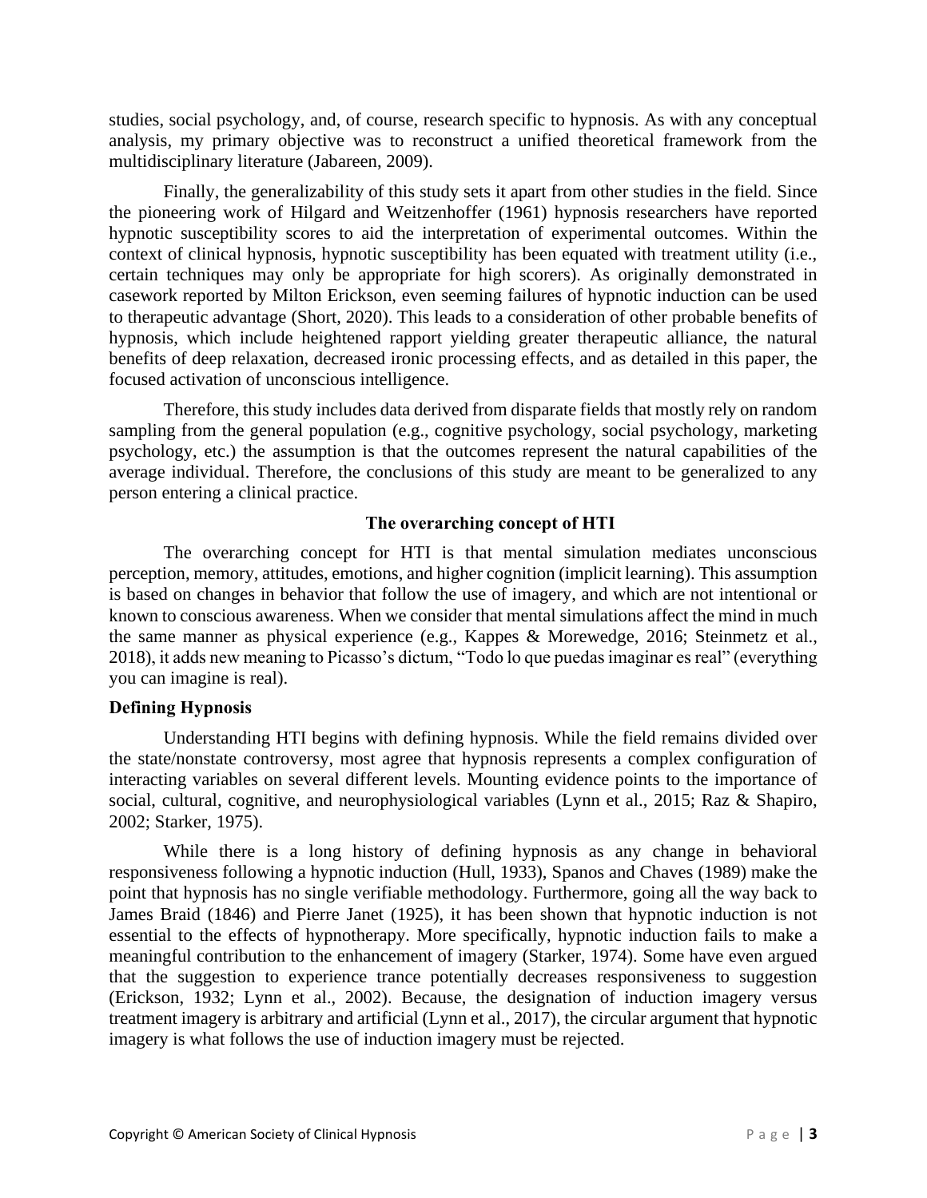studies, social psychology, and, of course, research specific to hypnosis. As with any conceptual analysis, my primary objective was to reconstruct a unified theoretical framework from the multidisciplinary literature (Jabareen, 2009).

Finally, the generalizability of this study sets it apart from other studies in the field. Since the pioneering work of Hilgard and Weitzenhoffer (1961) hypnosis researchers have reported hypnotic susceptibility scores to aid the interpretation of experimental outcomes. Within the context of clinical hypnosis, hypnotic susceptibility has been equated with treatment utility (i.e., certain techniques may only be appropriate for high scorers). As originally demonstrated in casework reported by Milton Erickson, even seeming failures of hypnotic induction can be used to therapeutic advantage (Short, 2020). This leads to a consideration of other probable benefits of hypnosis, which include heightened rapport yielding greater therapeutic alliance, the natural benefits of deep relaxation, decreased ironic processing effects, and as detailed in this paper, the focused activation of unconscious intelligence.

Therefore, this study includes data derived from disparate fields that mostly rely on random sampling from the general population (e.g., cognitive psychology, social psychology, marketing psychology, etc.) the assumption is that the outcomes represent the natural capabilities of the average individual. Therefore, the conclusions of this study are meant to be generalized to any person entering a clinical practice.

## The overarching concept of HTI

The overarching concept for HTI is that mental simulation mediates unconscious perception, memory, attitudes, emotions, and higher cognition (implicit learning). This assumption is based on changes in behavior that follow the use of imagery, and which are not intentional or known to conscious awareness. When we consider that mental simulations affect the mind in much the same manner as physical experience (e.g., Kappes & Morewedge, 2016; Steinmetz et al., 2018), it adds new meaning to Picasso's dictum, "Todo lo que puedas imaginar es real" (everything you can imagine is real).

### Defining Hypnosis

Understanding HTI begins with defining hypnosis. While the field remains divided over the state/nonstate controversy, most agree that hypnosis represents a complex configuration of interacting variables on several different levels. Mounting evidence points to the importance of social, cultural, cognitive, and neurophysiological variables (Lynn et al., 2015; Raz & Shapiro, 2002; Starker, 1975).

While there is a long history of defining hypnosis as any change in behavioral responsiveness following a hypnotic induction (Hull, 1933), Spanos and Chaves (1989) make the point that hypnosis has no single verifiable methodology. Furthermore, going all the way back to James Braid (1846) and Pierre Janet (1925), it has been shown that hypnotic induction is not essential to the effects of hypnotherapy. More specifically, hypnotic induction fails to make a meaningful contribution to the enhancement of imagery (Starker, 1974). Some have even argued that the suggestion to experience trance potentially decreases responsiveness to suggestion (Erickson, 1932; Lynn et al., 2002). Because, the designation of induction imagery versus treatment imagery is arbitrary and artificial (Lynn et al., 2017), the circular argument that hypnotic imagery is what follows the use of induction imagery must be rejected.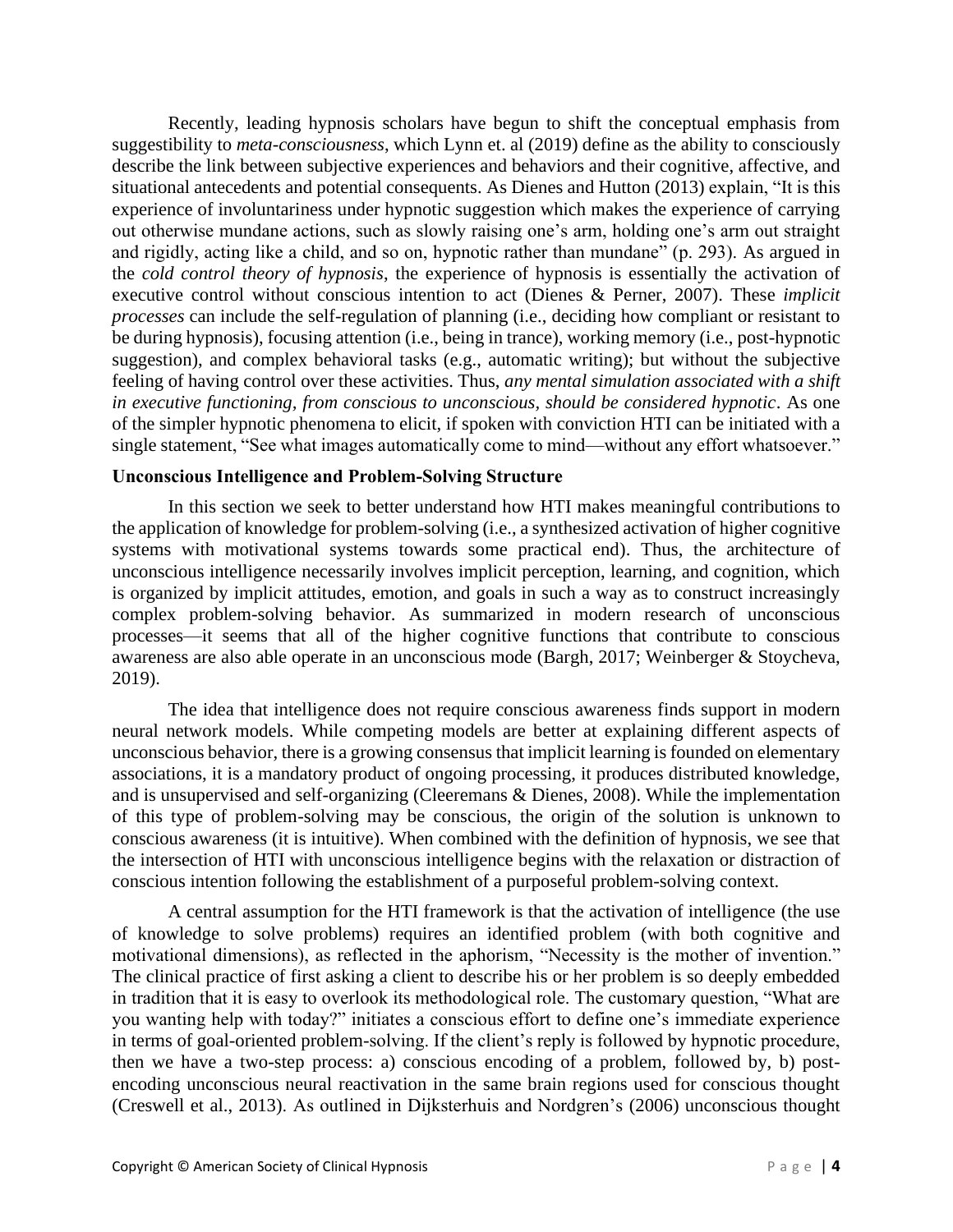Recently, leading hypnosis scholars have begun to shift the conceptual emphasis from suggestibility to *meta-consciousness*, which Lynn et. al (2019) define as the ability to consciously describe the link between subjective experiences and behaviors and their cognitive, affective, and situational antecedents and potential consequents. As Dienes and Hutton (2013) explain, "It is this experience of involuntariness under hypnotic suggestion which makes the experience of carrying out otherwise mundane actions, such as slowly raising one's arm, holding one's arm out straight and rigidly, acting like a child, and so on, hypnotic rather than mundane" (p. 293). As argued in the *cold control theory of hypnosis*, the experience of hypnosis is essentially the activation of executive control without conscious intention to act (Dienes & Perner, 2007). These *implicit processes* can include the self-regulation of planning (i.e., deciding how compliant or resistant to be during hypnosis), focusing attention (i.e., being in trance), working memory (i.e., post-hypnotic suggestion), and complex behavioral tasks (e.g., automatic writing); but without the subjective feeling of having control over these activities. Thus, *any mental simulation associated with a shift in executive functioning, from conscious to unconscious, should be considered hypnotic*. As one of the simpler hypnotic phenomena to elicit, if spoken with conviction HTI can be initiated with a single statement, "See what images automatically come to mind—without any effort whatsoever."

**Unconscious Intelligence and Problem-Solving Structure**

In this section we seek to better understand how HTI makes meaningful contributions to the application of knowledge for problem-solving (i.e., a synthesized activation of higher cognitive systems with motivational systems towards some practical end). Thus, the architecture of unconscious intelligence necessarily involves implicit perception, learning, and cognition, which is organized by implicit attitudes, emotion, and goals in such a way as to construct increasingly complex problem-solving behavior. As summarized in modern research of unconscious processes—it seems that all of the higher cognitive functions that contribute to conscious awareness are also able operate in an unconscious mode (Bargh, 2017; Weinberger & Stoycheva, 2019).

The idea that intelligence does not require conscious awareness finds support in modern neural network models. While competing models are better at explaining different aspects of unconscious behavior, there is a growing consensus that implicit learning is founded on elementary associations, it is a mandatory product of ongoing processing, it produces distributed knowledge, and is unsupervised and self-organizing (Cleeremans & Dienes, 2008). While the implementation of this type of problem-solving may be conscious, the origin of the solution is unknown to conscious awareness (it is intuitive). When combined with the definition of hypnosis, we see that the intersection of HTI with unconscious intelligence begins with the relaxation or distraction of conscious intention following the establishment of a purposeful problem-solving context.

A central assumption for the HTI framework is that the activation of intelligence (the use of knowledge to solve problems) requires an identified problem (with both cognitive and motivational dimensions), as reflected in the aphorism, "Necessity is the mother of invention." The clinical practice of first asking a client to describe his or her problem is so deeply embedded in tradition that it is easy to overlook its methodological role. The customary question, "What are you wanting help with today?" initiates a conscious effort to define one's immediate experience in terms of goal-oriented problem-solving. If the client's reply is followed by hypnotic procedure, then we have a two-step process: a) conscious encoding of a problem, followed by, b) post-encoding unconscious neural reactivation in the same brain regions used for conscious thought (Creswell et al., 2013). As outlined in Dijksterhuis and Nordgren's (2006) unconscious thought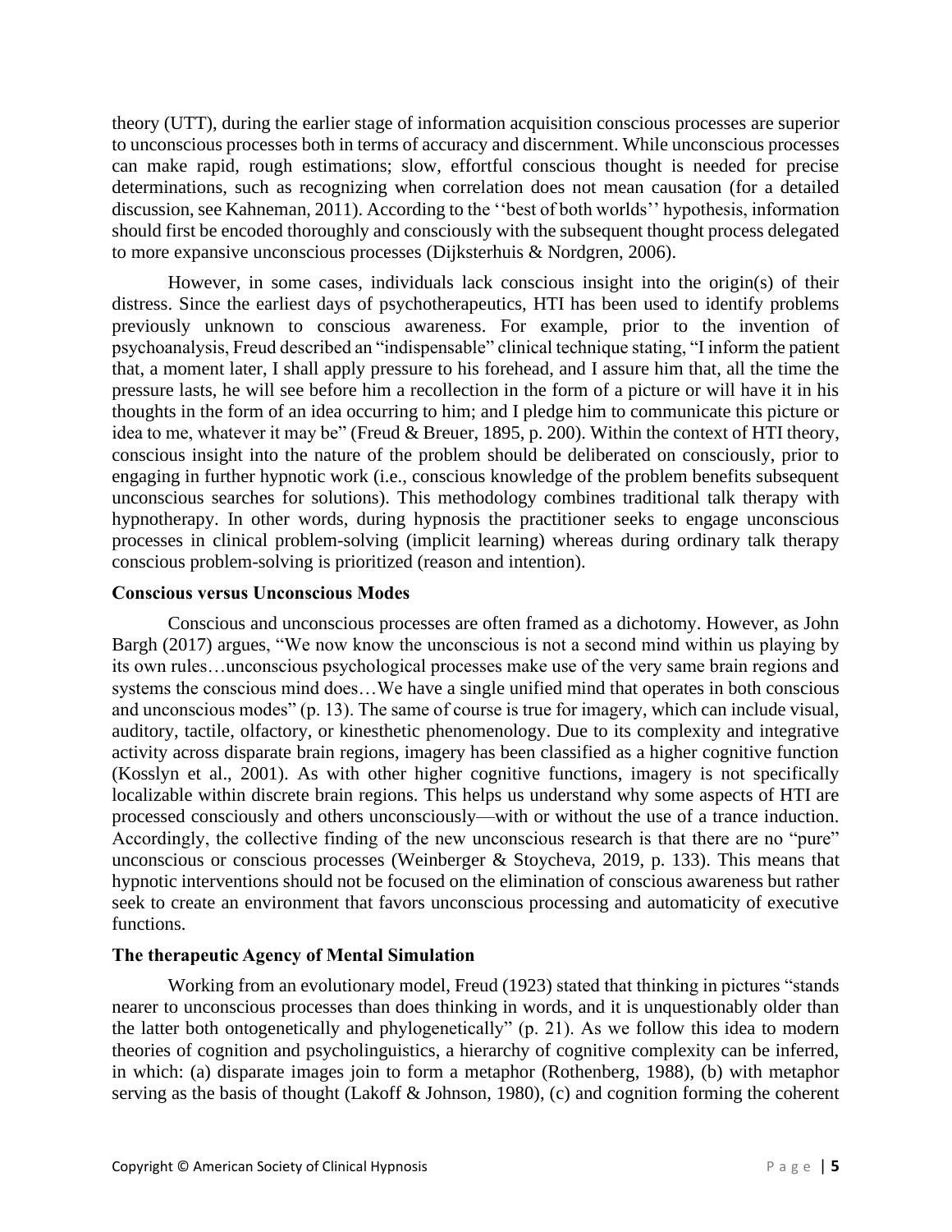theory (UTT), during the earlier stage of information acquisition conscious processes are superior to unconscious processes both in terms of accuracy and discernment. While unconscious processes can make rapid, rough estimations; slow, effortful conscious thought is needed for precise determinations, such as recognizing when correlation does not mean causation (for a detailed discussion, see Kahneman, 2011). According to the ''best of both worlds'' hypothesis, information should first be encoded thoroughly and consciously with the subsequent thought process delegated to more expansive unconscious processes (Dijksterhuis & Nordgren, 2006).

However, in some cases, individuals lack conscious insight into the origin(s) of their distress. Since the earliest days of psychotherapeutics, HTI has been used to identify problems previously unknown to conscious awareness. For example, prior to the invention of psychoanalysis, Freud described an "indispensable" clinical technique stating, "I inform the patient that, a moment later, I shall apply pressure to his forehead, and I assure him that, all the time the pressure lasts, he will see before him a recollection in the form of a picture or will have it in his thoughts in the form of an idea occurring to him; and I pledge him to communicate this picture or idea to me, whatever it may be" (Freud & Breuer, 1895, p. 200). Within the context of HTI theory, conscious insight into the nature of the problem should be deliberated on consciously, prior to engaging in further hypnotic work (i.e., conscious knowledge of the problem benefits subsequent unconscious searches for solutions). This methodology combines traditional talk therapy with hypnotherapy. In other words, during hypnosis the practitioner seeks to engage unconscious processes in clinical problem-solving (implicit learning) whereas during ordinary talk therapy conscious problem-solving is prioritized (reason and intention).

### Conscious versus Unconscious Modes

Conscious and unconscious processes are often framed as a dichotomy. However, as John Bargh (2017) argues, "We now know the unconscious is not a second mind within us playing by its own rules…unconscious psychological processes make use of the very same brain regions and systems the conscious mind does…We have a single unified mind that operates in both conscious and unconscious modes" (p. 13). The same of course is true for imagery, which can include visual, auditory, tactile, olfactory, or kinesthetic phenomenology. Due to its complexity and integrative activity across disparate brain regions, imagery has been classified as a higher cognitive function (Kosslyn et al., 2001). As with other higher cognitive functions, imagery is not specifically localizable within discrete brain regions. This helps us understand why some aspects of HTI are processed consciously and others unconsciously—with or without the use of a trance induction. Accordingly, the collective finding of the new unconscious research is that there are no "pure" unconscious or conscious processes (Weinberger & Stoycheva, 2019, p. 133). This means that hypnotic interventions should not be focused on the elimination of conscious awareness but rather seek to create an environment that favors unconscious processing and automaticity of executive functions.

### The therapeutic Agency of Mental Simulation

Working from an evolutionary model, Freud (1923) stated that thinking in pictures "stands nearer to unconscious processes than does thinking in words, and it is unquestionably older than the latter both ontogenetically and phylogenetically" (p. 21). As we follow this idea to modern theories of cognition and psycholinguistics, a hierarchy of cognitive complexity can be inferred, in which: (a) disparate images join to form a metaphor (Rothenberg, 1988), (b) with metaphor serving as the basis of thought (Lakoff & Johnson, 1980), (c) and cognition forming the coherent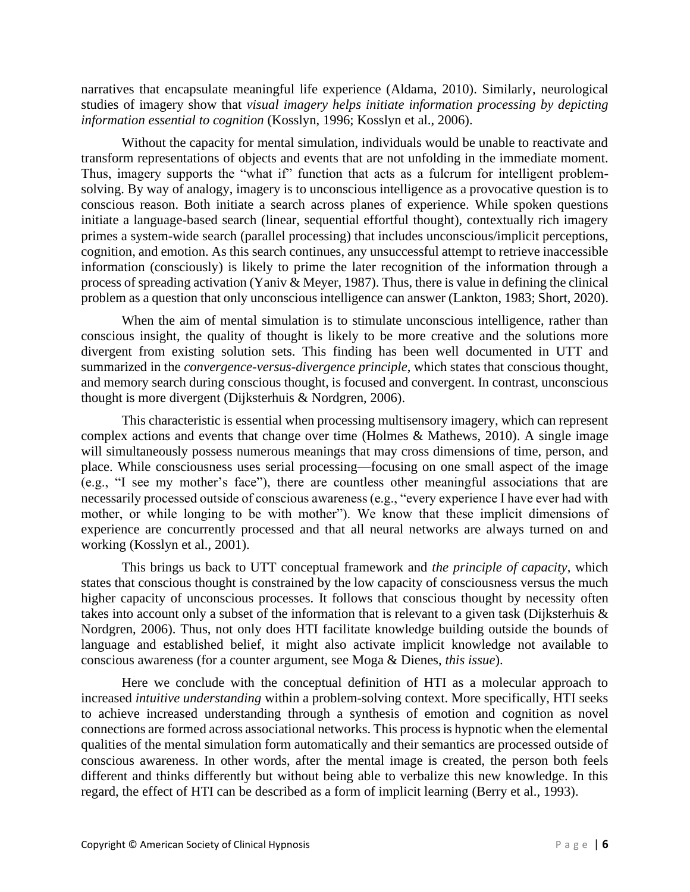narratives that encapsulate meaningful life experience (Aldama, 2010). Similarly, neurological studies of imagery show that *visual imagery helps initiate information processing by depicting information essential to cognition* (Kosslyn, 1996; Kosslyn et al., 2006).

Without the capacity for mental simulation, individuals would be unable to reactivate and transform representations of objects and events that are not unfolding in the immediate moment. Thus, imagery supports the "what if" function that acts as a fulcrum for intelligent problem-solving. By way of analogy, imagery is to unconscious intelligence as a provocative question is to conscious reason. Both initiate a search across planes of experience. While spoken questions initiate a language-based search (linear, sequential effortful thought), contextually rich imagery primes a system-wide search (parallel processing) that includes unconscious/implicit perceptions, cognition, and emotion. As this search continues, any unsuccessful attempt to retrieve inaccessible information (consciously) is likely to prime the later recognition of the information through a process of spreading activation (Yaniv & Meyer, 1987). Thus, there is value in defining the clinical problem as a question that only unconscious intelligence can answer (Lankton, 1983; Short, 2020).

When the aim of mental simulation is to stimulate unconscious intelligence, rather than conscious insight, the quality of thought is likely to be more creative and the solutions more divergent from existing solution sets. This finding has been well documented in UTT and summarized in the *convergence-versus-divergence principle*, which states that conscious thought, and memory search during conscious thought, is focused and convergent. In contrast, unconscious thought is more divergent (Dijksterhuis & Nordgren, 2006).

This characteristic is essential when processing multisensory imagery, which can represent complex actions and events that change over time (Holmes & Mathews, 2010). A single image will simultaneously possess numerous meanings that may cross dimensions of time, person, and place. While consciousness uses serial processing—focusing on one small aspect of the image (e.g., "I see my mother's face"), there are countless other meaningful associations that are necessarily processed outside of conscious awareness (e.g., "every experience I have ever had with mother, or while longing to be with mother"). We know that these implicit dimensions of experience are concurrently processed and that all neural networks are always turned on and working (Kosslyn et al., 2001).

This brings us back to UTT conceptual framework and *the principle of capacity*, which states that conscious thought is constrained by the low capacity of consciousness versus the much higher capacity of unconscious processes. It follows that conscious thought by necessity often takes into account only a subset of the information that is relevant to a given task (Dijksterhuis & Nordgren, 2006). Thus, not only does HTI facilitate knowledge building outside the bounds of language and established belief, it might also activate implicit knowledge not available to conscious awareness (for a counter argument, see Moga & Dienes, *this issue*).

Here we conclude with the conceptual definition of HTI as a molecular approach to increased *intuitive understanding* within a problem-solving context. More specifically, HTI seeks to achieve increased understanding through a synthesis of emotion and cognition as novel connections are formed across associational networks. This process is hypnotic when the elemental qualities of the mental simulation form automatically and their semantics are processed outside of conscious awareness. In other words, after the mental image is created, the person both feels different and thinks differently but without being able to verbalize this new knowledge. In this regard, the effect of HTI can be described as a form of implicit learning (Berry et al., 1993).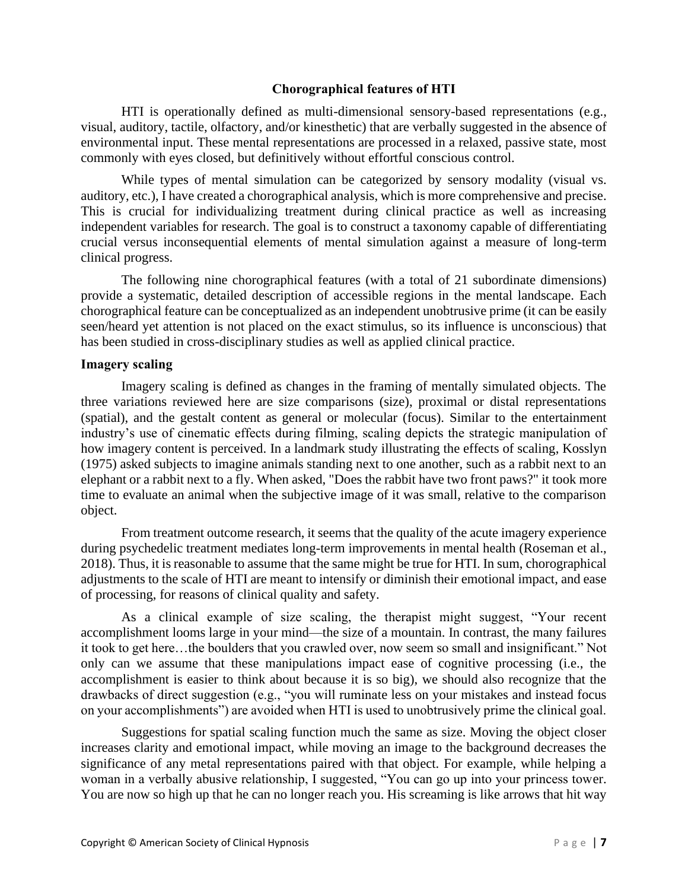## Chorographical features of HTI

HTI is operationally defined as multi-dimensional sensory-based representations (e.g., visual, auditory, tactile, olfactory, and/or kinesthetic) that are verbally suggested in the absence of environmental input. These mental representations are processed in a relaxed, passive state, most commonly with eyes closed, but definitively without effortful conscious control.

While types of mental simulation can be categorized by sensory modality (visual vs. auditory, etc.), I have created a chorographical analysis, which is more comprehensive and precise. This is crucial for individualizing treatment during clinical practice as well as increasing independent variables for research. The goal is to construct a taxonomy capable of differentiating crucial versus inconsequential elements of mental simulation against a measure of long-term clinical progress.

The following nine chorographical features (with a total of 21 subordinate dimensions) provide a systematic, detailed description of accessible regions in the mental landscape. Each chorographical feature can be conceptualized as an independent unobtrusive prime (it can be easily seen/heard yet attention is not placed on the exact stimulus, so its influence is unconscious) that has been studied in cross-disciplinary studies as well as applied clinical practice.

### Imagery scaling

Imagery scaling is defined as changes in the framing of mentally simulated objects. The three variations reviewed here are size comparisons (size), proximal or distal representations (spatial), and the gestalt content as general or molecular (focus). Similar to the entertainment industry's use of cinematic effects during filming, scaling depicts the strategic manipulation of how imagery content is perceived. In a landmark study illustrating the effects of scaling, Kosslyn (1975) asked subjects to imagine animals standing next to one another, such as a rabbit next to an elephant or a rabbit next to a fly. When asked, "Does the rabbit have two front paws?" it took more time to evaluate an animal when the subjective image of it was small, relative to the comparison object.

From treatment outcome research, it seems that the quality of the acute imagery experience during psychedelic treatment mediates long-term improvements in mental health (Roseman et al., 2018). Thus, it is reasonable to assume that the same might be true for HTI. In sum, chorographical adjustments to the scale of HTI are meant to intensify or diminish their emotional impact, and ease of processing, for reasons of clinical quality and safety.

As a clinical example of size scaling, the therapist might suggest, "Your recent accomplishment looms large in your mind—the size of a mountain. In contrast, the many failures it took to get here…the boulders that you crawled over, now seem so small and insignificant." Not only can we assume that these manipulations impact ease of cognitive processing (i.e., the accomplishment is easier to think about because it is so big), we should also recognize that the drawbacks of direct suggestion (e.g., "you will ruminate less on your mistakes and instead focus on your accomplishments") are avoided when HTI is used to unobtrusively prime the clinical goal.

Suggestions for spatial scaling function much the same as size. Moving the object closer increases clarity and emotional impact, while moving an image to the background decreases the significance of any metal representations paired with that object. For example, while helping a woman in a verbally abusive relationship, I suggested, "You can go up into your princess tower. You are now so high up that he can no longer reach you. His screaming is like arrows that hit way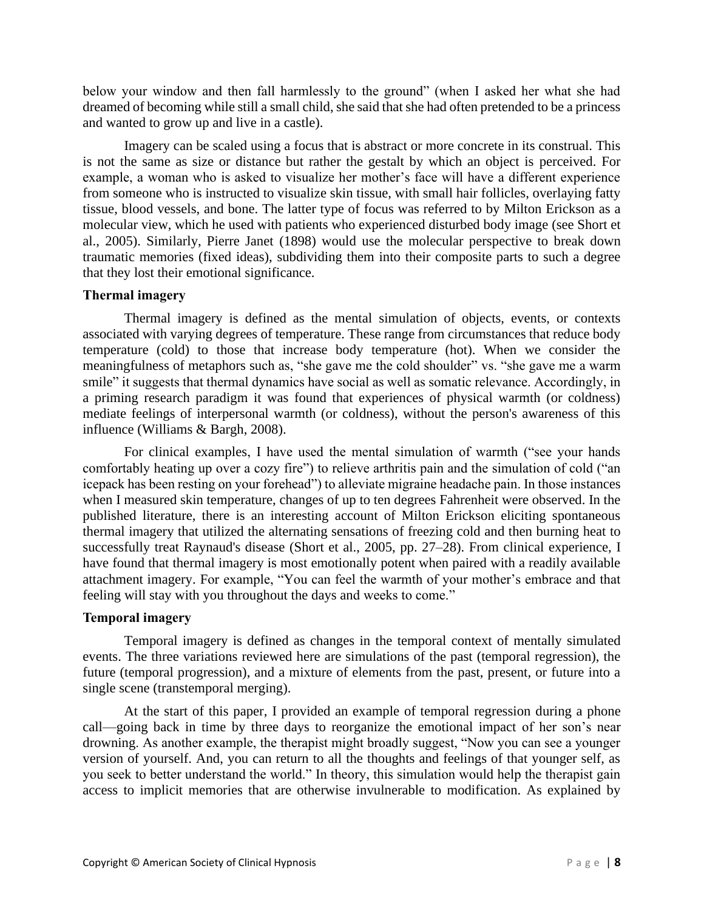below your window and then fall harmlessly to the ground" (when I asked her what she had dreamed of becoming while still a small child, she said that she had often pretended to be a princess and wanted to grow up and live in a castle).

Imagery can be scaled using a focus that is abstract or more concrete in its construal. This is not the same as size or distance but rather the gestalt by which an object is perceived. For example, a woman who is asked to visualize her mother's face will have a different experience from someone who is instructed to visualize skin tissue, with small hair follicles, overlaying fatty tissue, blood vessels, and bone. The latter type of focus was referred to by Milton Erickson as a molecular view, which he used with patients who experienced disturbed body image (see Short et al., 2005). Similarly, Pierre Janet (1898) would use the molecular perspective to break down traumatic memories (fixed ideas), subdividing them into their composite parts to such a degree that they lost their emotional significance.

**Thermal imagery**

Thermal imagery is defined as the mental simulation of objects, events, or contexts associated with varying degrees of temperature. These range from circumstances that reduce body temperature (cold) to those that increase body temperature (hot). When we consider the meaningfulness of metaphors such as, "she gave me the cold shoulder" vs. "she gave me a warm smile" it suggests that thermal dynamics have social as well as somatic relevance. Accordingly, in a priming research paradigm it was found that experiences of physical warmth (or coldness) mediate feelings of interpersonal warmth (or coldness), without the person's awareness of this influence (Williams & Bargh, 2008).

For clinical examples, I have used the mental simulation of warmth ("see your hands comfortably heating up over a cozy fire") to relieve arthritis pain and the simulation of cold ("an icepack has been resting on your forehead") to alleviate migraine headache pain. In those instances when I measured skin temperature, changes of up to ten degrees Fahrenheit were observed. In the published literature, there is an interesting account of Milton Erickson eliciting spontaneous thermal imagery that utilized the alternating sensations of freezing cold and then burning heat to successfully treat Raynaud's disease (Short et al., 2005, pp. 27–28). From clinical experience, I have found that thermal imagery is most emotionally potent when paired with a readily available attachment imagery. For example, "You can feel the warmth of your mother's embrace and that feeling will stay with you throughout the days and weeks to come."

**Temporal imagery**

Temporal imagery is defined as changes in the temporal context of mentally simulated events. The three variations reviewed here are simulations of the past (temporal regression), the future (temporal progression), and a mixture of elements from the past, present, or future into a single scene (transtemporal merging).

At the start of this paper, I provided an example of temporal regression during a phone call—going back in time by three days to reorganize the emotional impact of her son's near drowning. As another example, the therapist might broadly suggest, "Now you can see a younger version of yourself. And, you can return to all the thoughts and feelings of that younger self, as you seek to better understand the world." In theory, this simulation would help the therapist gain access to implicit memories that are otherwise invulnerable to modification. As explained by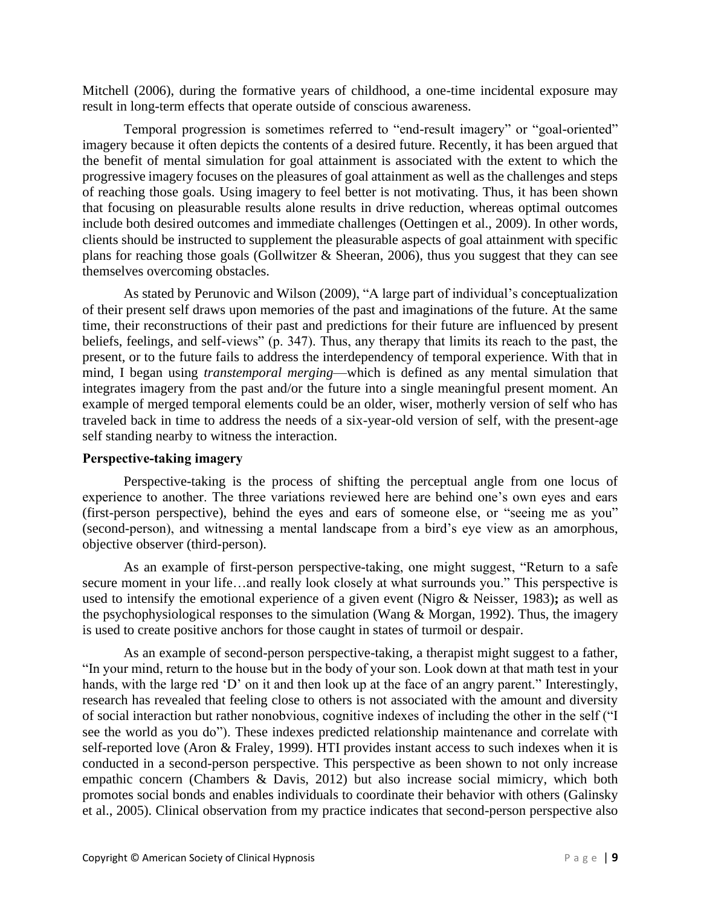Mitchell (2006), during the formative years of childhood, a one-time incidental exposure may result in long-term effects that operate outside of conscious awareness.

Temporal progression is sometimes referred to "end-result imagery" or "goal-oriented" imagery because it often depicts the contents of a desired future. Recently, it has been argued that the benefit of mental simulation for goal attainment is associated with the extent to which the progressive imagery focuses on the pleasures of goal attainment as well as the challenges and steps of reaching those goals. Using imagery to feel better is not motivating. Thus, it has been shown that focusing on pleasurable results alone results in drive reduction, whereas optimal outcomes include both desired outcomes and immediate challenges (Oettingen et al., 2009). In other words, clients should be instructed to supplement the pleasurable aspects of goal attainment with specific plans for reaching those goals (Gollwitzer & Sheeran, 2006), thus you suggest that they can see themselves overcoming obstacles.

As stated by Perunovic and Wilson (2009), "A large part of individual's conceptualization of their present self draws upon memories of the past and imaginations of the future. At the same time, their reconstructions of their past and predictions for their future are influenced by present beliefs, feelings, and self-views" (p. 347). Thus, any therapy that limits its reach to the past, the present, or to the future fails to address the interdependency of temporal experience. With that in mind, I began using *transtemporal merging*—which is defined as any mental simulation that integrates imagery from the past and/or the future into a single meaningful present moment. An example of merged temporal elements could be an older, wiser, motherly version of self who has traveled back in time to address the needs of a six-year-old version of self, with the present-age self standing nearby to witness the interaction.

**Perspective-taking imagery**

Perspective-taking is the process of shifting the perceptual angle from one locus of experience to another. The three variations reviewed here are behind one's own eyes and ears (first-person perspective), behind the eyes and ears of someone else, or "seeing me as you" (second-person), and witnessing a mental landscape from a bird's eye view as an amorphous, objective observer (third-person).

As an example of first-person perspective-taking, one might suggest, "Return to a safe secure moment in your life…and really look closely at what surrounds you." This perspective is used to intensify the emotional experience of a given event (Nigro & Neisser, 1983)**;** as well as the psychophysiological responses to the simulation (Wang & Morgan, 1992). Thus, the imagery is used to create positive anchors for those caught in states of turmoil or despair.

As an example of second-person perspective-taking, a therapist might suggest to a father, "In your mind, return to the house but in the body of your son. Look down at that math test in your hands, with the large red 'D' on it and then look up at the face of an angry parent." Interestingly, research has revealed that feeling close to others is not associated with the amount and diversity of social interaction but rather nonobvious, cognitive indexes of including the other in the self ("I see the world as you do"). These indexes predicted relationship maintenance and correlate with self-reported love (Aron & Fraley, 1999). HTI provides instant access to such indexes when it is conducted in a second-person perspective. This perspective as been shown to not only increase empathic concern (Chambers & Davis, 2012) but also increase social mimicry, which both promotes social bonds and enables individuals to coordinate their behavior with others (Galinsky et al., 2005). Clinical observation from my practice indicates that second-person perspective also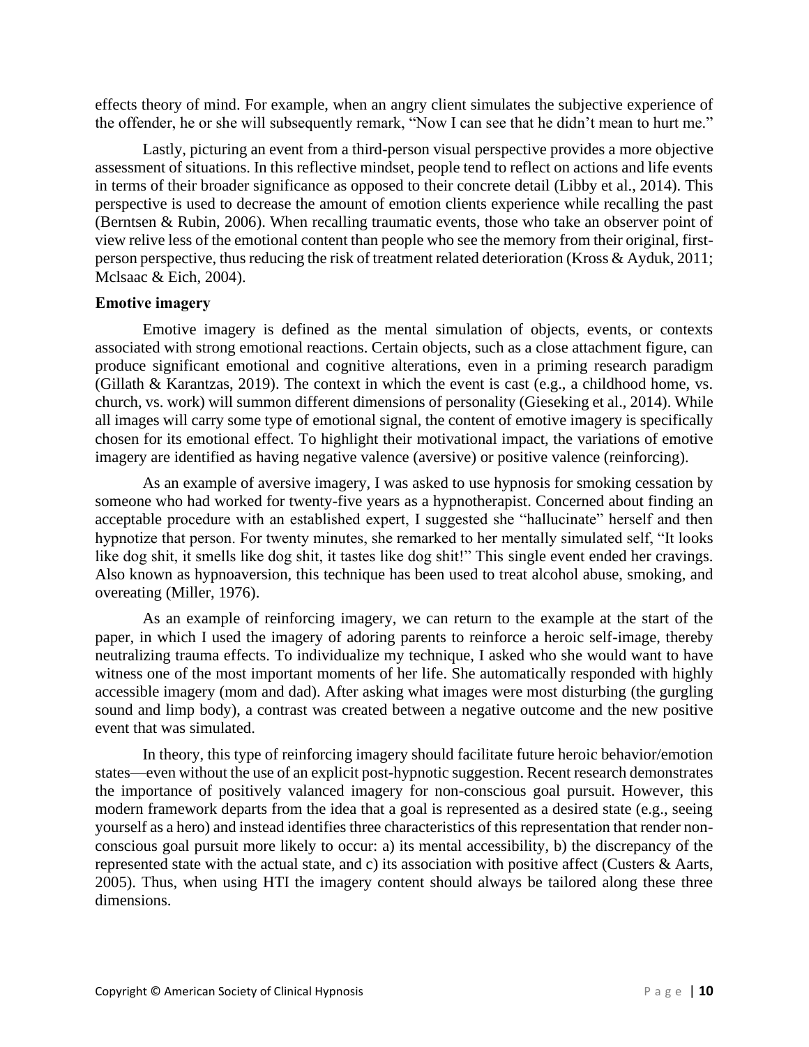effects theory of mind. For example, when an angry client simulates the subjective experience of the offender, he or she will subsequently remark, "Now I can see that he didn't mean to hurt me."

Lastly, picturing an event from a third-person visual perspective provides a more objective assessment of situations. In this reflective mindset, people tend to reflect on actions and life events in terms of their broader significance as opposed to their concrete detail (Libby et al., 2014). This perspective is used to decrease the amount of emotion clients experience while recalling the past (Berntsen & Rubin, 2006). When recalling traumatic events, those who take an observer point of view relive less of the emotional content than people who see the memory from their original, first-person perspective, thus reducing the risk of treatment related deterioration (Kross & Ayduk, 2011; Mclsaac & Eich, 2004).

**Emotive imagery**

Emotive imagery is defined as the mental simulation of objects, events, or contexts associated with strong emotional reactions. Certain objects, such as a close attachment figure, can produce significant emotional and cognitive alterations, even in a priming research paradigm (Gillath & Karantzas, 2019). The context in which the event is cast (e.g., a childhood home, vs. church, vs. work) will summon different dimensions of personality (Gieseking et al., 2014). While all images will carry some type of emotional signal, the content of emotive imagery is specifically chosen for its emotional effect. To highlight their motivational impact, the variations of emotive imagery are identified as having negative valence (aversive) or positive valence (reinforcing).

As an example of aversive imagery, I was asked to use hypnosis for smoking cessation by someone who had worked for twenty-five years as a hypnotherapist. Concerned about finding an acceptable procedure with an established expert, I suggested she "hallucinate" herself and then hypnotize that person. For twenty minutes, she remarked to her mentally simulated self, "It looks like dog shit, it smells like dog shit, it tastes like dog shit!" This single event ended her cravings. Also known as hypnoaversion, this technique has been used to treat alcohol abuse, smoking, and overeating (Miller, 1976).

As an example of reinforcing imagery, we can return to the example at the start of the paper, in which I used the imagery of adoring parents to reinforce a heroic self-image, thereby neutralizing trauma effects. To individualize my technique, I asked who she would want to have witness one of the most important moments of her life. She automatically responded with highly accessible imagery (mom and dad). After asking what images were most disturbing (the gurgling sound and limp body), a contrast was created between a negative outcome and the new positive event that was simulated.

In theory, this type of reinforcing imagery should facilitate future heroic behavior/emotion states—even without the use of an explicit post-hypnotic suggestion. Recent research demonstrates the importance of positively valanced imagery for non-conscious goal pursuit. However, this modern framework departs from the idea that a goal is represented as a desired state (e.g., seeing yourself as a hero) and instead identifies three characteristics of this representation that render non-conscious goal pursuit more likely to occur: a) its mental accessibility, b) the discrepancy of the represented state with the actual state, and c) its association with positive affect (Custers & Aarts, 2005). Thus, when using HTI the imagery content should always be tailored along these three dimensions.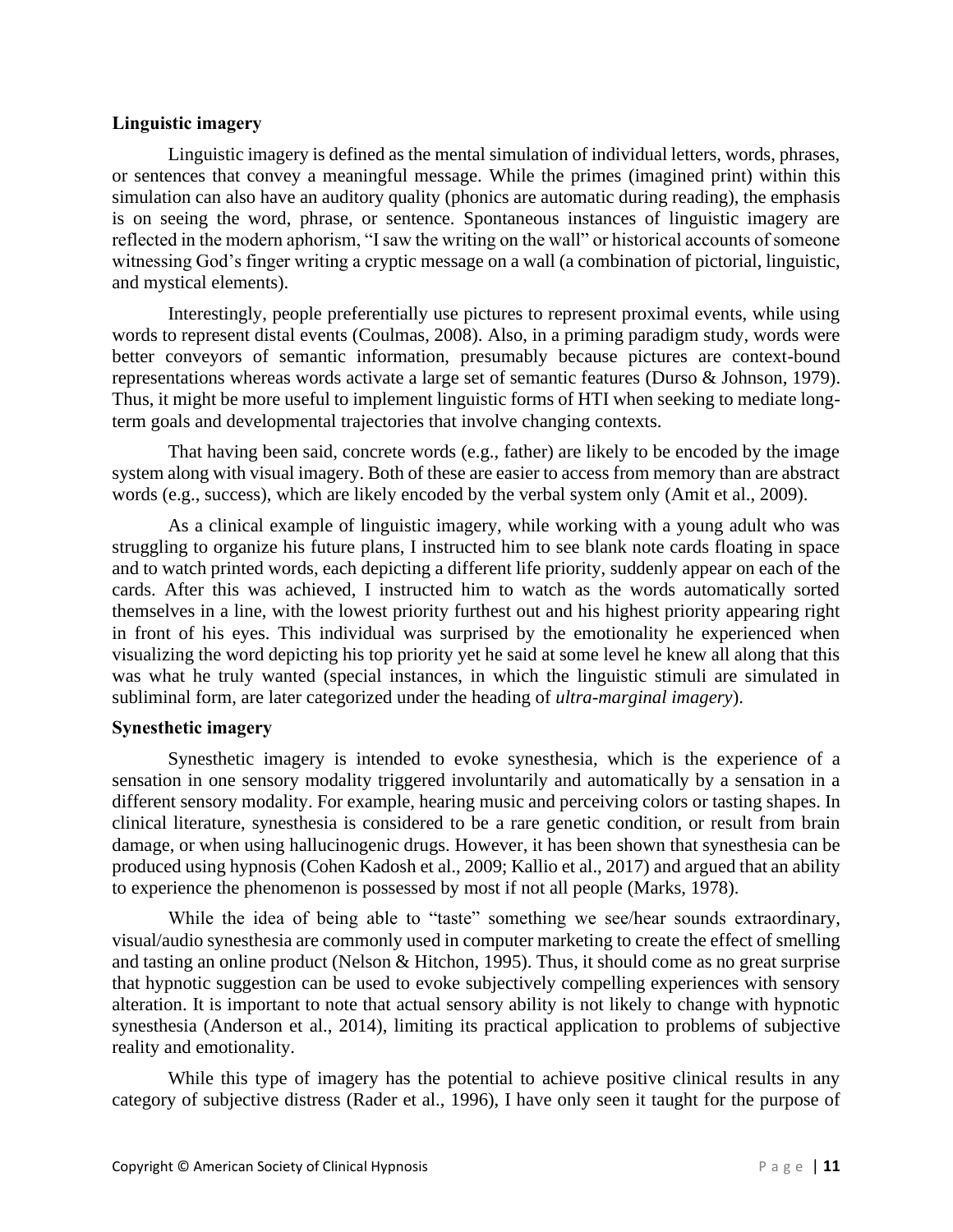### Linguistic imagery

Linguistic imagery is defined as the mental simulation of individual letters, words, phrases, or sentences that convey a meaningful message. While the primes (imagined print) within this simulation can also have an auditory quality (phonics are automatic during reading), the emphasis is on seeing the word, phrase, or sentence. Spontaneous instances of linguistic imagery are reflected in the modern aphorism, "I saw the writing on the wall" or historical accounts of someone witnessing God's finger writing a cryptic message on a wall (a combination of pictorial, linguistic, and mystical elements).

Interestingly, people preferentially use pictures to represent proximal events, while using words to represent distal events (Coulmas, 2008). Also, in a priming paradigm study, words were better conveyors of semantic information, presumably because pictures are context-bound representations whereas words activate a large set of semantic features (Durso & Johnson, 1979). Thus, it might be more useful to implement linguistic forms of HTI when seeking to mediate long-term goals and developmental trajectories that involve changing contexts.

That having been said, concrete words (e.g., father) are likely to be encoded by the image system along with visual imagery. Both of these are easier to access from memory than are abstract words (e.g., success), which are likely encoded by the verbal system only (Amit et al., 2009).

As a clinical example of linguistic imagery, while working with a young adult who was struggling to organize his future plans, I instructed him to see blank note cards floating in space and to watch printed words, each depicting a different life priority, suddenly appear on each of the cards. After this was achieved, I instructed him to watch as the words automatically sorted themselves in a line, with the lowest priority furthest out and his highest priority appearing right in front of his eyes. This individual was surprised by the emotionality he experienced when visualizing the word depicting his top priority yet he said at some level he knew all along that this was what he truly wanted (special instances, in which the linguistic stimuli are simulated in subliminal form, are later categorized under the heading of *ultra-marginal imagery*).

### Synesthetic imagery

Synesthetic imagery is intended to evoke synesthesia, which is the experience of a sensation in one sensory modality triggered involuntarily and automatically by a sensation in a different sensory modality. For example, hearing music and perceiving colors or tasting shapes. In clinical literature, synesthesia is considered to be a rare genetic condition, or result from brain damage, or when using hallucinogenic drugs. However, it has been shown that synesthesia can be produced using hypnosis (Cohen Kadosh et al., 2009; Kallio et al., 2017) and argued that an ability to experience the phenomenon is possessed by most if not all people (Marks, 1978).

While the idea of being able to "taste" something we see/hear sounds extraordinary, visual/audio synesthesia are commonly used in computer marketing to create the effect of smelling and tasting an online product (Nelson & Hitchon, 1995). Thus, it should come as no great surprise that hypnotic suggestion can be used to evoke subjectively compelling experiences with sensory alteration. It is important to note that actual sensory ability is not likely to change with hypnotic synesthesia (Anderson et al., 2014), limiting its practical application to problems of subjective reality and emotionality.

While this type of imagery has the potential to achieve positive clinical results in any category of subjective distress (Rader et al., 1996), I have only seen it taught for the purpose of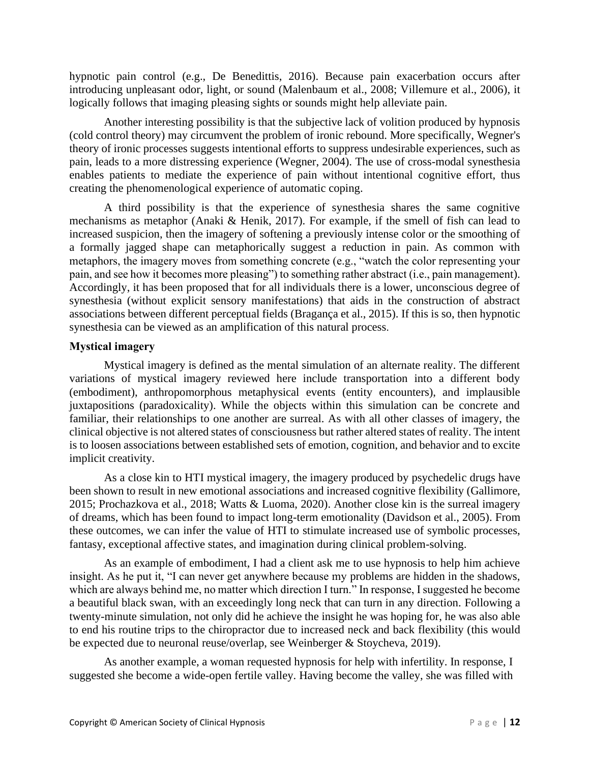hypnotic pain control (e.g., De Benedittis, 2016). Because pain exacerbation occurs after introducing unpleasant odor, light, or sound (Malenbaum et al., 2008; Villemure et al., 2006), it logically follows that imaging pleasing sights or sounds might help alleviate pain.

Another interesting possibility is that the subjective lack of volition produced by hypnosis (cold control theory) may circumvent the problem of ironic rebound. More specifically, Wegner's theory of ironic processes suggests intentional efforts to suppress undesirable experiences, such as pain, leads to a more distressing experience (Wegner, 2004). The use of cross-modal synesthesia enables patients to mediate the experience of pain without intentional cognitive effort, thus creating the phenomenological experience of automatic coping.

A third possibility is that the experience of synesthesia shares the same cognitive mechanisms as metaphor (Anaki & Henik, 2017). For example, if the smell of fish can lead to increased suspicion, then the imagery of softening a previously intense color or the smoothing of a formally jagged shape can metaphorically suggest a reduction in pain. As common with metaphors, the imagery moves from something concrete (e.g., "watch the color representing your pain, and see how it becomes more pleasing") to something rather abstract (i.e., pain management). Accordingly, it has been proposed that for all individuals there is a lower, unconscious degree of synesthesia (without explicit sensory manifestations) that aids in the construction of abstract associations between different perceptual fields (Bragança et al., 2015). If this is so, then hypnotic synesthesia can be viewed as an amplification of this natural process.

**Mystical imagery**

Mystical imagery is defined as the mental simulation of an alternate reality. The different variations of mystical imagery reviewed here include transportation into a different body (embodiment), anthropomorphous metaphysical events (entity encounters), and implausible juxtapositions (paradoxicality). While the objects within this simulation can be concrete and familiar, their relationships to one another are surreal. As with all other classes of imagery, the clinical objective is not altered states of consciousness but rather altered states of reality. The intent is to loosen associations between established sets of emotion, cognition, and behavior and to excite implicit creativity.

As a close kin to HTI mystical imagery, the imagery produced by psychedelic drugs have been shown to result in new emotional associations and increased cognitive flexibility (Gallimore, 2015; Prochazkova et al., 2018; Watts & Luoma, 2020). Another close kin is the surreal imagery of dreams, which has been found to impact long-term emotionality (Davidson et al., 2005). From these outcomes, we can infer the value of HTI to stimulate increased use of symbolic processes, fantasy, exceptional affective states, and imagination during clinical problem-solving.

As an example of embodiment, I had a client ask me to use hypnosis to help him achieve insight. As he put it, "I can never get anywhere because my problems are hidden in the shadows, which are always behind me, no matter which direction I turn." In response, I suggested he become a beautiful black swan, with an exceedingly long neck that can turn in any direction. Following a twenty-minute simulation, not only did he achieve the insight he was hoping for, he was also able to end his routine trips to the chiropractor due to increased neck and back flexibility (this would be expected due to neuronal reuse/overlap, see Weinberger & Stoycheva, 2019).

As another example, a woman requested hypnosis for help with infertility. In response, I suggested she become a wide-open fertile valley. Having become the valley, she was filled with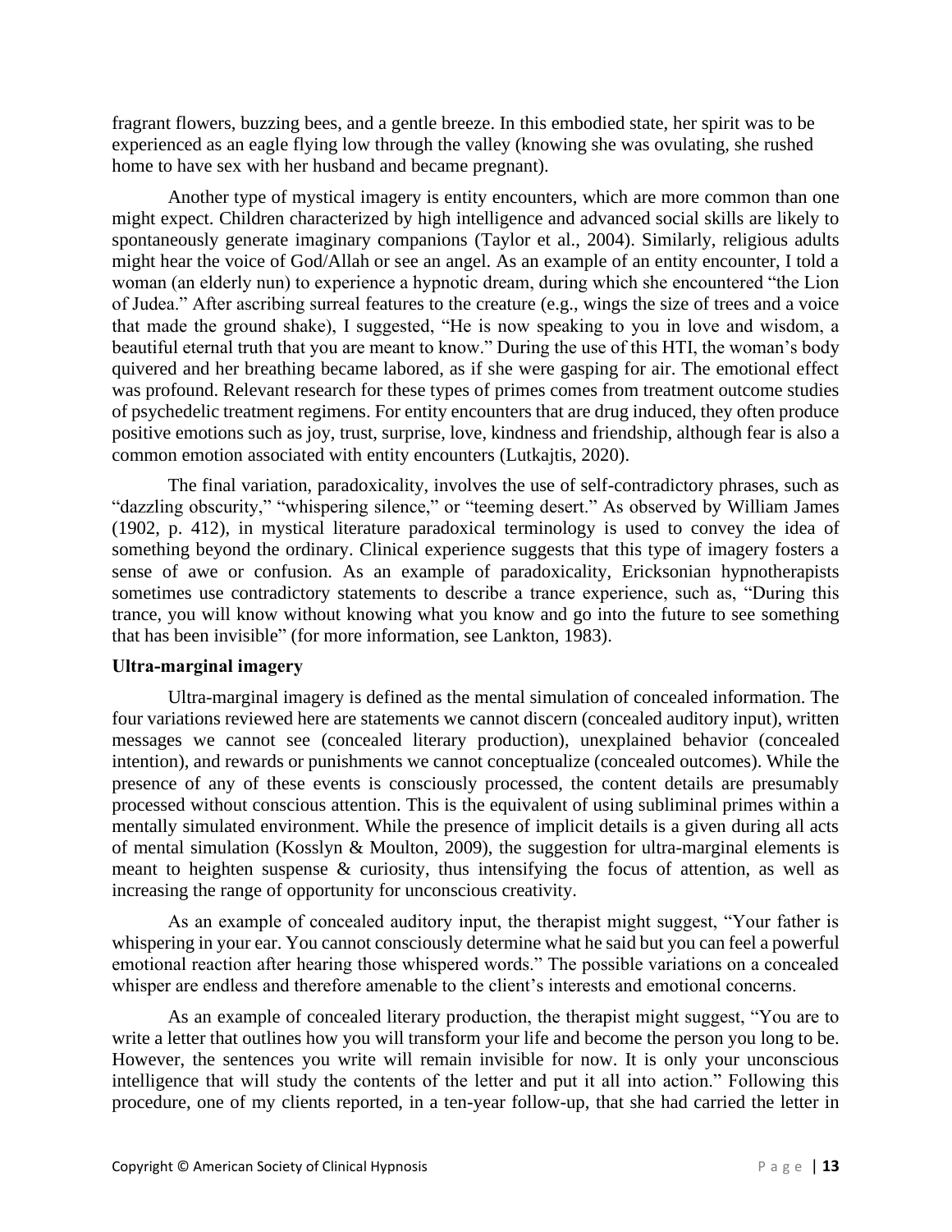fragrant flowers, buzzing bees, and a gentle breeze. In this embodied state, her spirit was to be experienced as an eagle flying low through the valley (knowing she was ovulating, she rushed home to have sex with her husband and became pregnant).

Another type of mystical imagery is entity encounters, which are more common than one might expect. Children characterized by high intelligence and advanced social skills are likely to spontaneously generate imaginary companions (Taylor et al., 2004). Similarly, religious adults might hear the voice of God/Allah or see an angel. As an example of an entity encounter, I told a woman (an elderly nun) to experience a hypnotic dream, during which she encountered "the Lion of Judea." After ascribing surreal features to the creature (e.g., wings the size of trees and a voice that made the ground shake), I suggested, "He is now speaking to you in love and wisdom, a beautiful eternal truth that you are meant to know." During the use of this HTI, the woman's body quivered and her breathing became labored, as if she were gasping for air. The emotional effect was profound. Relevant research for these types of primes comes from treatment outcome studies of psychedelic treatment regimens. For entity encounters that are drug induced, they often produce positive emotions such as joy, trust, surprise, love, kindness and friendship, although fear is also a common emotion associated with entity encounters (Lutkajtis, 2020).

The final variation, paradoxicality, involves the use of self-contradictory phrases, such as "dazzling obscurity," "whispering silence," or "teeming desert." As observed by William James (1902, p. 412), in mystical literature paradoxical terminology is used to convey the idea of something beyond the ordinary. Clinical experience suggests that this type of imagery fosters a sense of awe or confusion. As an example of paradoxicality, Ericksonian hypnotherapists sometimes use contradictory statements to describe a trance experience, such as, "During this trance, you will know without knowing what you know and go into the future to see something that has been invisible" (for more information, see Lankton, 1983).

**Ultra-marginal imagery**

Ultra-marginal imagery is defined as the mental simulation of concealed information. The four variations reviewed here are statements we cannot discern (concealed auditory input), written messages we cannot see (concealed literary production), unexplained behavior (concealed intention), and rewards or punishments we cannot conceptualize (concealed outcomes). While the presence of any of these events is consciously processed, the content details are presumably processed without conscious attention. This is the equivalent of using subliminal primes within a mentally simulated environment. While the presence of implicit details is a given during all acts of mental simulation (Kosslyn & Moulton, 2009), the suggestion for ultra-marginal elements is meant to heighten suspense & curiosity, thus intensifying the focus of attention, as well as increasing the range of opportunity for unconscious creativity.

As an example of concealed auditory input, the therapist might suggest, "Your father is whispering in your ear. You cannot consciously determine what he said but you can feel a powerful emotional reaction after hearing those whispered words." The possible variations on a concealed whisper are endless and therefore amenable to the client's interests and emotional concerns.

As an example of concealed literary production, the therapist might suggest, "You are to write a letter that outlines how you will transform your life and become the person you long to be. However, the sentences you write will remain invisible for now. It is only your unconscious intelligence that will study the contents of the letter and put it all into action." Following this procedure, one of my clients reported, in a ten-year follow-up, that she had carried the letter in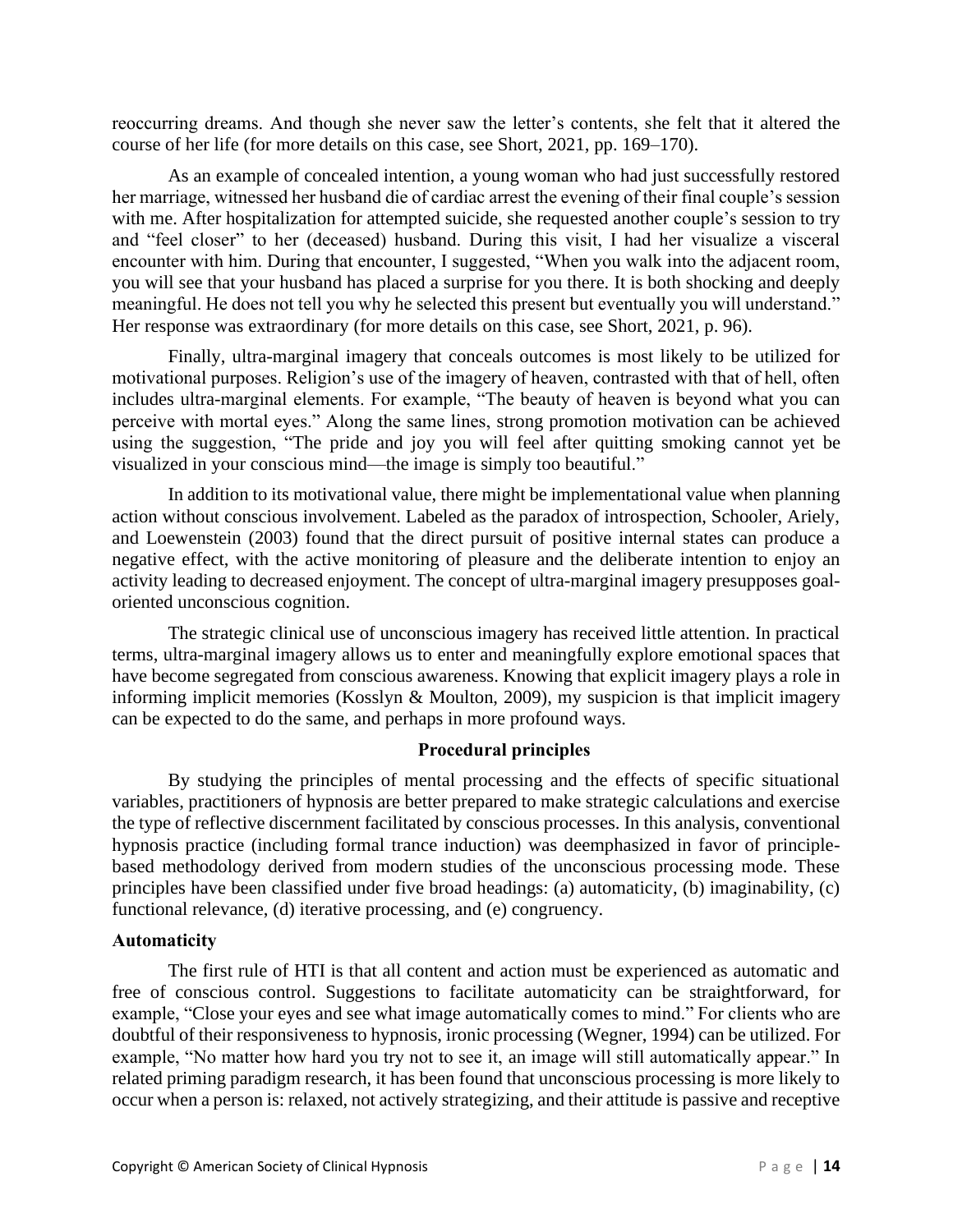reoccurring dreams. And though she never saw the letter's contents, she felt that it altered the course of her life (for more details on this case, see Short, 2021, pp. 169–170).

As an example of concealed intention, a young woman who had just successfully restored her marriage, witnessed her husband die of cardiac arrest the evening of their final couple's session with me. After hospitalization for attempted suicide, she requested another couple's session to try and "feel closer" to her (deceased) husband. During this visit, I had her visualize a visceral encounter with him. During that encounter, I suggested, "When you walk into the adjacent room, you will see that your husband has placed a surprise for you there. It is both shocking and deeply meaningful. He does not tell you why he selected this present but eventually you will understand." Her response was extraordinary (for more details on this case, see Short, 2021, p. 96).

Finally, ultra-marginal imagery that conceals outcomes is most likely to be utilized for motivational purposes. Religion's use of the imagery of heaven, contrasted with that of hell, often includes ultra-marginal elements. For example, "The beauty of heaven is beyond what you can perceive with mortal eyes." Along the same lines, strong promotion motivation can be achieved using the suggestion, "The pride and joy you will feel after quitting smoking cannot yet be visualized in your conscious mind—the image is simply too beautiful."

In addition to its motivational value, there might be implementational value when planning action without conscious involvement. Labeled as the paradox of introspection, Schooler, Ariely, and Loewenstein (2003) found that the direct pursuit of positive internal states can produce a negative effect, with the active monitoring of pleasure and the deliberate intention to enjoy an activity leading to decreased enjoyment. The concept of ultra-marginal imagery presupposes goal-oriented unconscious cognition.

The strategic clinical use of unconscious imagery has received little attention. In practical terms, ultra-marginal imagery allows us to enter and meaningfully explore emotional spaces that have become segregated from conscious awareness. Knowing that explicit imagery plays a role in informing implicit memories (Kosslyn & Moulton, 2009), my suspicion is that implicit imagery can be expected to do the same, and perhaps in more profound ways.

## Procedural principles

By studying the principles of mental processing and the effects of specific situational variables, practitioners of hypnosis are better prepared to make strategic calculations and exercise the type of reflective discernment facilitated by conscious processes. In this analysis, conventional hypnosis practice (including formal trance induction) was deemphasized in favor of principle-based methodology derived from modern studies of the unconscious processing mode. These principles have been classified under five broad headings: (a) automaticity, (b) imaginability, (c) functional relevance, (d) iterative processing, and (e) congruency.

### Automaticity

The first rule of HTI is that all content and action must be experienced as automatic and free of conscious control. Suggestions to facilitate automaticity can be straightforward, for example, "Close your eyes and see what image automatically comes to mind." For clients who are doubtful of their responsiveness to hypnosis, ironic processing (Wegner, 1994) can be utilized. For example, "No matter how hard you try not to see it, an image will still automatically appear." In related priming paradigm research, it has been found that unconscious processing is more likely to occur when a person is: relaxed, not actively strategizing, and their attitude is passive and receptive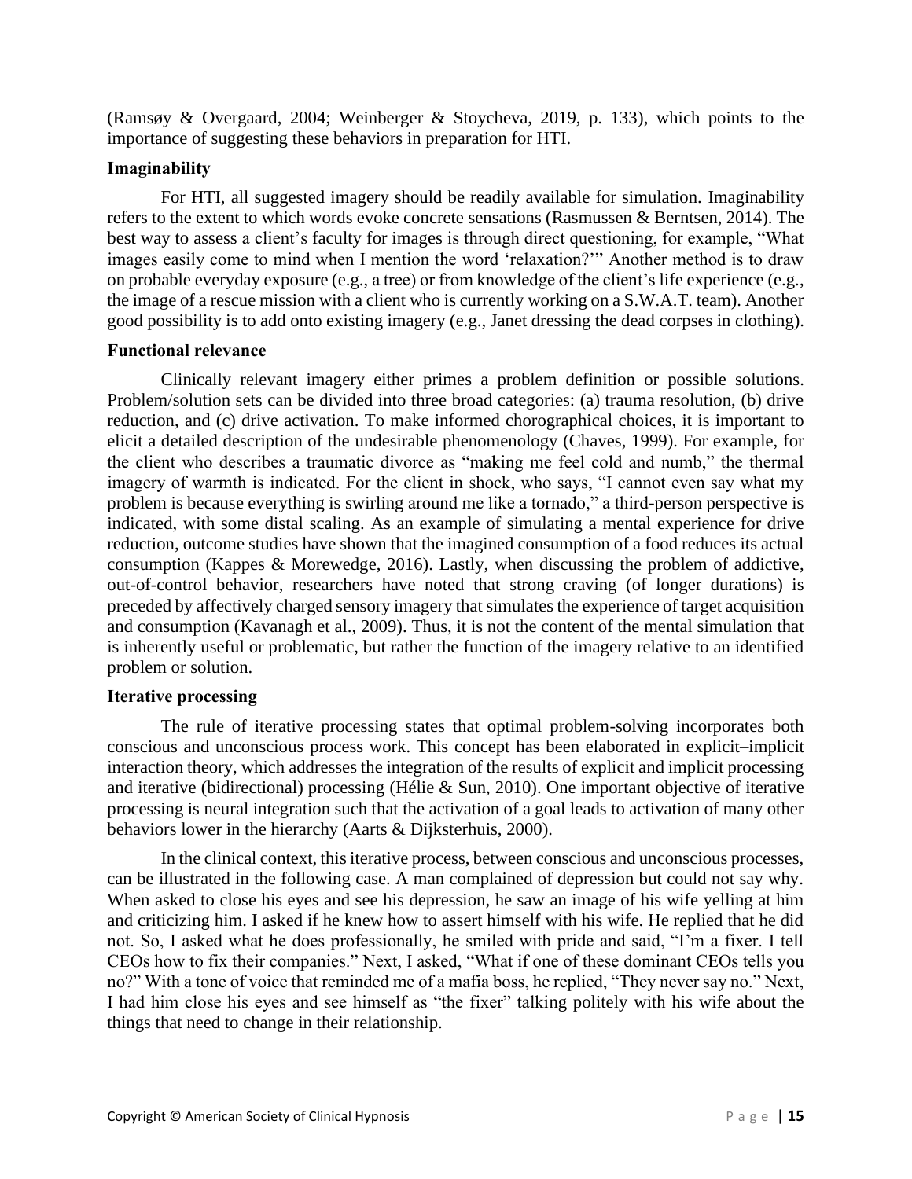(Ramsøy & Overgaard, 2004; Weinberger & Stoycheva, 2019, p. 133), which points to the importance of suggesting these behaviors in preparation for HTI.

**Imaginability**

For HTI, all suggested imagery should be readily available for simulation. Imaginability refers to the extent to which words evoke concrete sensations (Rasmussen & Berntsen, 2014). The best way to assess a client's faculty for images is through direct questioning, for example, "What images easily come to mind when I mention the word 'relaxation?'" Another method is to draw on probable everyday exposure (e.g., a tree) or from knowledge of the client's life experience (e.g., the image of a rescue mission with a client who is currently working on a S.W.A.T. team). Another good possibility is to add onto existing imagery (e.g., Janet dressing the dead corpses in clothing).

**Functional relevance**

Clinically relevant imagery either primes a problem definition or possible solutions. Problem/solution sets can be divided into three broad categories: (a) trauma resolution, (b) drive reduction, and (c) drive activation. To make informed chorographical choices, it is important to elicit a detailed description of the undesirable phenomenology (Chaves, 1999). For example, for the client who describes a traumatic divorce as "making me feel cold and numb," the thermal imagery of warmth is indicated. For the client in shock, who says, "I cannot even say what my problem is because everything is swirling around me like a tornado," a third-person perspective is indicated, with some distal scaling. As an example of simulating a mental experience for drive reduction, outcome studies have shown that the imagined consumption of a food reduces its actual consumption (Kappes & Morewedge, 2016). Lastly, when discussing the problem of addictive, out-of-control behavior, researchers have noted that strong craving (of longer durations) is preceded by affectively charged sensory imagery that simulates the experience of target acquisition and consumption (Kavanagh et al., 2009). Thus, it is not the content of the mental simulation that is inherently useful or problematic, but rather the function of the imagery relative to an identified problem or solution.

**Iterative processing**

The rule of iterative processing states that optimal problem-solving incorporates both conscious and unconscious process work. This concept has been elaborated in explicit–implicit interaction theory, which addresses the integration of the results of explicit and implicit processing and iterative (bidirectional) processing (Hélie & Sun, 2010). One important objective of iterative processing is neural integration such that the activation of a goal leads to activation of many other behaviors lower in the hierarchy (Aarts & Dijksterhuis, 2000).

In the clinical context, this iterative process, between conscious and unconscious processes, can be illustrated in the following case. A man complained of depression but could not say why. When asked to close his eyes and see his depression, he saw an image of his wife yelling at him and criticizing him. I asked if he knew how to assert himself with his wife. He replied that he did not. So, I asked what he does professionally, he smiled with pride and said, "I'm a fixer. I tell CEOs how to fix their companies." Next, I asked, "What if one of these dominant CEOs tells you no?" With a tone of voice that reminded me of a mafia boss, he replied, "They never say no." Next, I had him close his eyes and see himself as "the fixer" talking politely with his wife about the things that need to change in their relationship.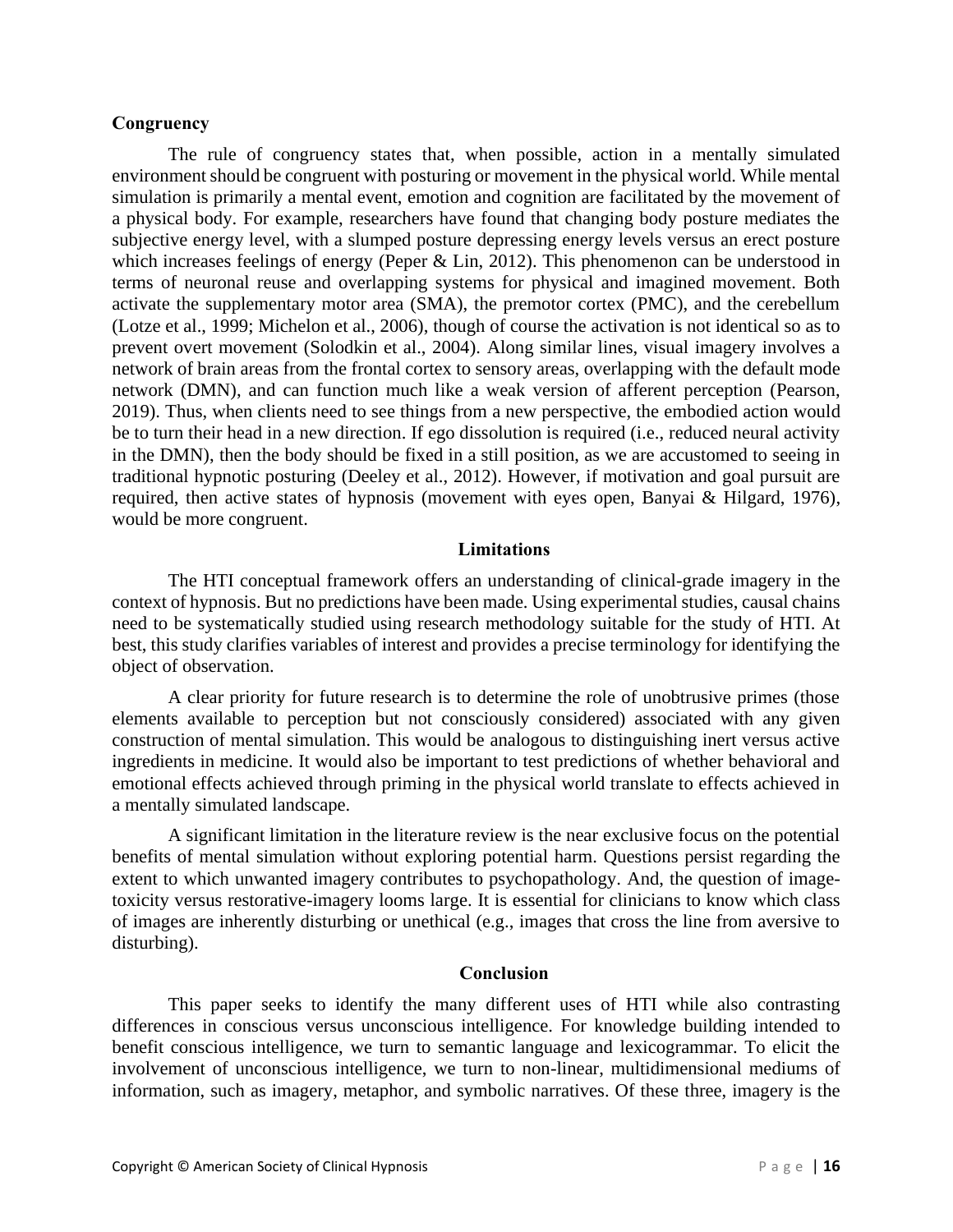**Congruency**

The rule of congruency states that, when possible, action in a mentally simulated environment should be congruent with posturing or movement in the physical world. While mental simulation is primarily a mental event, emotion and cognition are facilitated by the movement of a physical body. For example, researchers have found that changing body posture mediates the subjective energy level, with a slumped posture depressing energy levels versus an erect posture which increases feelings of energy (Peper & Lin, 2012). This phenomenon can be understood in terms of neuronal reuse and overlapping systems for physical and imagined movement. Both activate the supplementary motor area (SMA), the premotor cortex (PMC), and the cerebellum (Lotze et al., 1999; Michelon et al., 2006), though of course the activation is not identical so as to prevent overt movement (Solodkin et al., 2004). Along similar lines, visual imagery involves a network of brain areas from the frontal cortex to sensory areas, overlapping with the default mode network (DMN), and can function much like a weak version of afferent perception (Pearson, 2019). Thus, when clients need to see things from a new perspective, the embodied action would be to turn their head in a new direction. If ego dissolution is required (i.e., reduced neural activity in the DMN), then the body should be fixed in a still position, as we are accustomed to seeing in traditional hypnotic posturing (Deeley et al., 2012). However, if motivation and goal pursuit are required, then active states of hypnosis (movement with eyes open, Banyai & Hilgard, 1976), would be more congruent.

## Limitations

The HTI conceptual framework offers an understanding of clinical-grade imagery in the context of hypnosis. But no predictions have been made. Using experimental studies, causal chains need to be systematically studied using research methodology suitable for the study of HTI. At best, this study clarifies variables of interest and provides a precise terminology for identifying the object of observation.

A clear priority for future research is to determine the role of unobtrusive primes (those elements available to perception but not consciously considered) associated with any given construction of mental simulation. This would be analogous to distinguishing inert versus active ingredients in medicine. It would also be important to test predictions of whether behavioral and emotional effects achieved through priming in the physical world translate to effects achieved in a mentally simulated landscape.

A significant limitation in the literature review is the near exclusive focus on the potential benefits of mental simulation without exploring potential harm. Questions persist regarding the extent to which unwanted imagery contributes to psychopathology. And, the question of image-toxicity versus restorative-imagery looms large. It is essential for clinicians to know which class of images are inherently disturbing or unethical (e.g., images that cross the line from aversive to disturbing).

## Conclusion

This paper seeks to identify the many different uses of HTI while also contrasting differences in conscious versus unconscious intelligence. For knowledge building intended to benefit conscious intelligence, we turn to semantic language and lexicogrammar. To elicit the involvement of unconscious intelligence, we turn to non-linear, multidimensional mediums of information, such as imagery, metaphor, and symbolic narratives. Of these three, imagery is the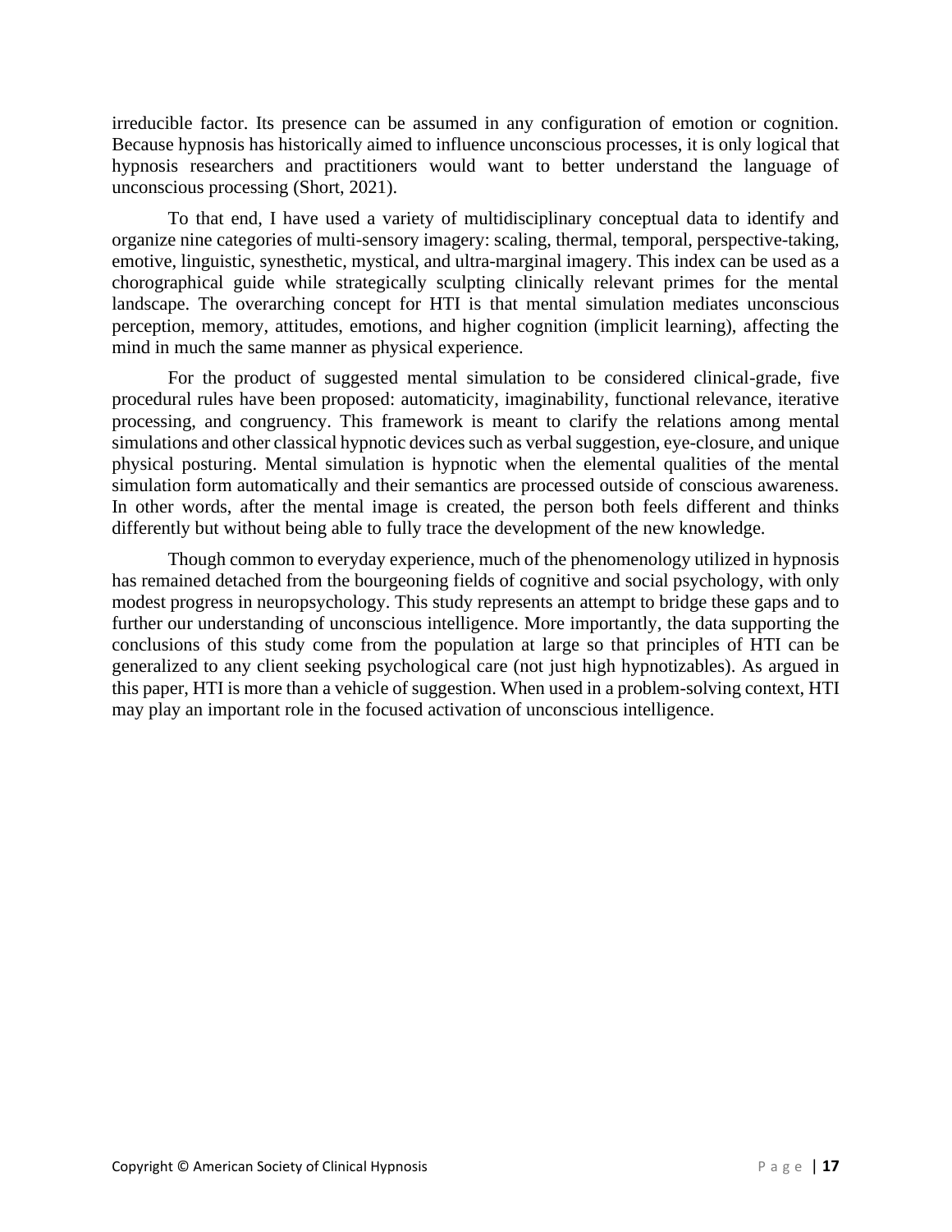irreducible factor. Its presence can be assumed in any configuration of emotion or cognition. Because hypnosis has historically aimed to influence unconscious processes, it is only logical that hypnosis researchers and practitioners would want to better understand the language of unconscious processing (Short, 2021).

To that end, I have used a variety of multidisciplinary conceptual data to identify and organize nine categories of multi-sensory imagery: scaling, thermal, temporal, perspective-taking, emotive, linguistic, synesthetic, mystical, and ultra-marginal imagery. This index can be used as a chorographical guide while strategically sculpting clinically relevant primes for the mental landscape. The overarching concept for HTI is that mental simulation mediates unconscious perception, memory, attitudes, emotions, and higher cognition (implicit learning), affecting the mind in much the same manner as physical experience.

For the product of suggested mental simulation to be considered clinical-grade, five procedural rules have been proposed: automaticity, imaginability, functional relevance, iterative processing, and congruency. This framework is meant to clarify the relations among mental simulations and other classical hypnotic devices such as verbal suggestion, eye-closure, and unique physical posturing. Mental simulation is hypnotic when the elemental qualities of the mental simulation form automatically and their semantics are processed outside of conscious awareness. In other words, after the mental image is created, the person both feels different and thinks differently but without being able to fully trace the development of the new knowledge.

Though common to everyday experience, much of the phenomenology utilized in hypnosis has remained detached from the bourgeoning fields of cognitive and social psychology, with only modest progress in neuropsychology. This study represents an attempt to bridge these gaps and to further our understanding of unconscious intelligence. More importantly, the data supporting the conclusions of this study come from the population at large so that principles of HTI can be generalized to any client seeking psychological care (not just high hypnotizables). As argued in this paper, HTI is more than a vehicle of suggestion. When used in a problem-solving context, HTI may play an important role in the focused activation of unconscious intelligence.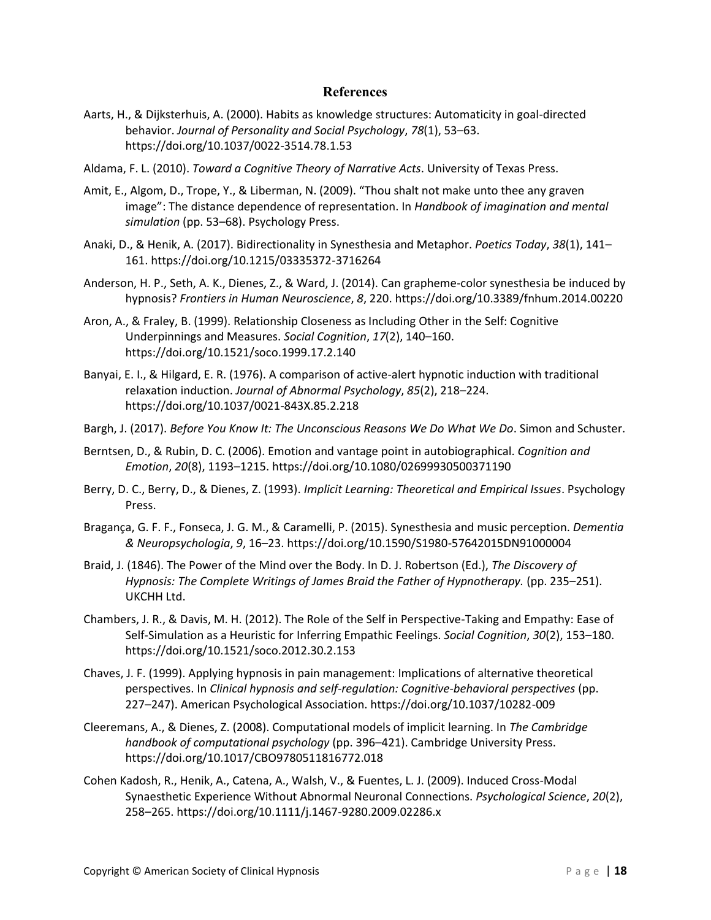## References

Aarts, H., & Dijksterhuis, A. (2000). Habits as knowledge structures: Automaticity in goal-directed behavior. *Journal of Personality and Social Psychology*, *78*(1), 53–63. https://doi.org/10.1037/0022-3514.78.1.53

Aldama, F. L. (2010). *Toward a Cognitive Theory of Narrative Acts*. University of Texas Press.

Amit, E., Algom, D., Trope, Y., & Liberman, N. (2009). "Thou shalt not make unto thee any graven image": The distance dependence of representation. In *Handbook of imagination and mental simulation* (pp. 53–68). Psychology Press.

Anaki, D., & Henik, A. (2017). Bidirectionality in Synesthesia and Metaphor. *Poetics Today*, *38*(1), 141–161. https://doi.org/10.1215/03335372-3716264

Anderson, H. P., Seth, A. K., Dienes, Z., & Ward, J. (2014). Can grapheme-color synesthesia be induced by hypnosis? *Frontiers in Human Neuroscience*, *8*, 220. https://doi.org/10.3389/fnhum.2014.00220

Aron, A., & Fraley, B. (1999). Relationship Closeness as Including Other in the Self: Cognitive Underpinnings and Measures. *Social Cognition*, *17*(2), 140–160. https://doi.org/10.1521/soco.1999.17.2.140

Banyai, E. I., & Hilgard, E. R. (1976). A comparison of active-alert hypnotic induction with traditional relaxation induction. *Journal of Abnormal Psychology*, *85*(2), 218–224. https://doi.org/10.1037/0021-843X.85.2.218

Bargh, J. (2017). *Before You Know It: The Unconscious Reasons We Do What We Do*. Simon and Schuster.

Berntsen, D., & Rubin, D. C. (2006). Emotion and vantage point in autobiographical. *Cognition and Emotion*, *20*(8), 1193–1215. https://doi.org/10.1080/02699930500371190

Berry, D. C., Berry, D., & Dienes, Z. (1993). *Implicit Learning: Theoretical and Empirical Issues*. Psychology Press.

Bragança, G. F. F., Fonseca, J. G. M., & Caramelli, P. (2015). Synesthesia and music perception. *Dementia & Neuropsychologia*, *9*, 16–23. https://doi.org/10.1590/S1980-57642015DN91000004

Braid, J. (1846). The Power of the Mind over the Body. In D. J. Robertson (Ed.), *The Discovery of Hypnosis: The Complete Writings of James Braid the Father of Hypnotherapy.* (pp. 235–251). UKCHH Ltd.

Chambers, J. R., & Davis, M. H. (2012). The Role of the Self in Perspective-Taking and Empathy: Ease of Self-Simulation as a Heuristic for Inferring Empathic Feelings. *Social Cognition*, *30*(2), 153–180. https://doi.org/10.1521/soco.2012.30.2.153

Chaves, J. F. (1999). Applying hypnosis in pain management: Implications of alternative theoretical perspectives. In *Clinical hypnosis and self-regulation: Cognitive-behavioral perspectives* (pp. 227–247). American Psychological Association. https://doi.org/10.1037/10282-009

Cleeremans, A., & Dienes, Z. (2008). Computational models of implicit learning. In *The Cambridge handbook of computational psychology* (pp. 396–421). Cambridge University Press. https://doi.org/10.1017/CBO9780511816772.018

Cohen Kadosh, R., Henik, A., Catena, A., Walsh, V., & Fuentes, L. J. (2009). Induced Cross-Modal Synaesthetic Experience Without Abnormal Neuronal Connections. *Psychological Science*, *20*(2), 258–265. https://doi.org/10.1111/j.1467-9280.2009.02286.x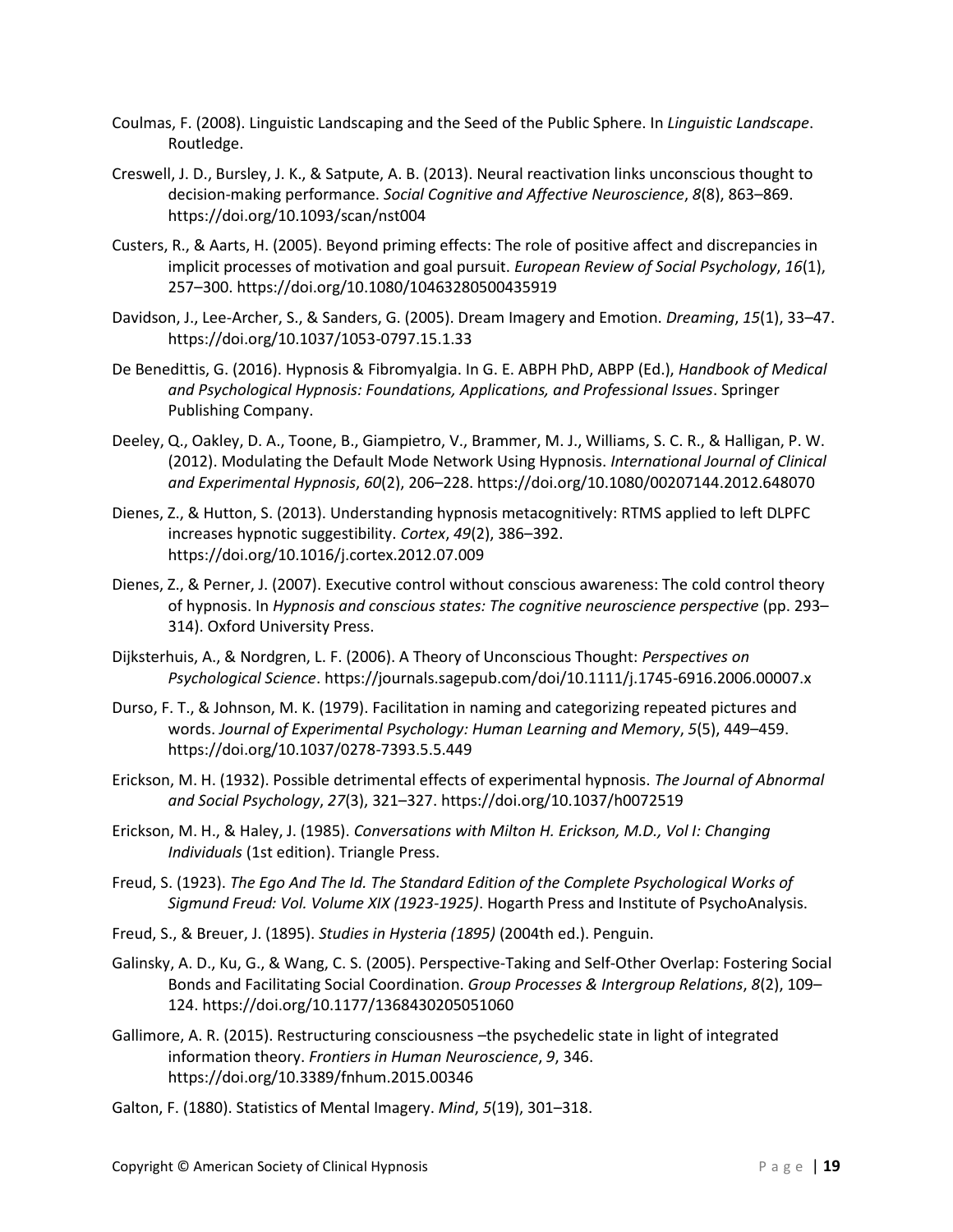Coulmas, F. (2008). Linguistic Landscaping and the Seed of the Public Sphere. In *Linguistic Landscape*. Routledge.

Creswell, J. D., Bursley, J. K., & Satpute, A. B. (2013). Neural reactivation links unconscious thought to decision-making performance. *Social Cognitive and Affective Neuroscience*, *8*(8), 863–869. https://doi.org/10.1093/scan/nst004

Custers, R., & Aarts, H. (2005). Beyond priming effects: The role of positive affect and discrepancies in implicit processes of motivation and goal pursuit. *European Review of Social Psychology*, *16*(1), 257–300. https://doi.org/10.1080/10463280500435919

Davidson, J., Lee-Archer, S., & Sanders, G. (2005). Dream Imagery and Emotion. *Dreaming*, *15*(1), 33–47. https://doi.org/10.1037/1053-0797.15.1.33

De Benedittis, G. (2016). Hypnosis & Fibromyalgia. In G. E. ABPH PhD, ABPP (Ed.), *Handbook of Medical and Psychological Hypnosis: Foundations, Applications, and Professional Issues*. Springer Publishing Company.

Deeley, Q., Oakley, D. A., Toone, B., Giampietro, V., Brammer, M. J., Williams, S. C. R., & Halligan, P. W. (2012). Modulating the Default Mode Network Using Hypnosis. *International Journal of Clinical and Experimental Hypnosis*, *60*(2), 206–228. https://doi.org/10.1080/00207144.2012.648070

Dienes, Z., & Hutton, S. (2013). Understanding hypnosis metacognitively: RTMS applied to left DLPFC increases hypnotic suggestibility. *Cortex*, *49*(2), 386–392. https://doi.org/10.1016/j.cortex.2012.07.009

Dienes, Z., & Perner, J. (2007). Executive control without conscious awareness: The cold control theory of hypnosis. In *Hypnosis and conscious states: The cognitive neuroscience perspective* (pp. 293–314). Oxford University Press.

Dijksterhuis, A., & Nordgren, L. F. (2006). A Theory of Unconscious Thought: *Perspectives on Psychological Science*. https://journals.sagepub.com/doi/10.1111/j.1745-6916.2006.00007.x

Durso, F. T., & Johnson, M. K. (1979). Facilitation in naming and categorizing repeated pictures and words. *Journal of Experimental Psychology: Human Learning and Memory*, *5*(5), 449–459. https://doi.org/10.1037/0278-7393.5.5.449

Erickson, M. H. (1932). Possible detrimental effects of experimental hypnosis. *The Journal of Abnormal and Social Psychology*, *27*(3), 321–327. https://doi.org/10.1037/h0072519

Erickson, M. H., & Haley, J. (1985). *Conversations with Milton H. Erickson, M.D., Vol I: Changing Individuals* (1st edition). Triangle Press.

Freud, S. (1923). *The Ego And The Id. The Standard Edition of the Complete Psychological Works of Sigmund Freud: Vol. Volume XIX (1923-1925)*. Hogarth Press and Institute of PsychoAnalysis.

Freud, S., & Breuer, J. (1895). *Studies in Hysteria (1895)* (2004th ed.). Penguin.

Galinsky, A. D., Ku, G., & Wang, C. S. (2005). Perspective-Taking and Self-Other Overlap: Fostering Social Bonds and Facilitating Social Coordination. *Group Processes & Intergroup Relations*, *8*(2), 109–124. https://doi.org/10.1177/1368430205051060

Gallimore, A. R. (2015). Restructuring consciousness –the psychedelic state in light of integrated information theory. *Frontiers in Human Neuroscience*, *9*, 346. https://doi.org/10.3389/fnhum.2015.00346

Galton, F. (1880). Statistics of Mental Imagery. *Mind*, *5*(19), 301–318.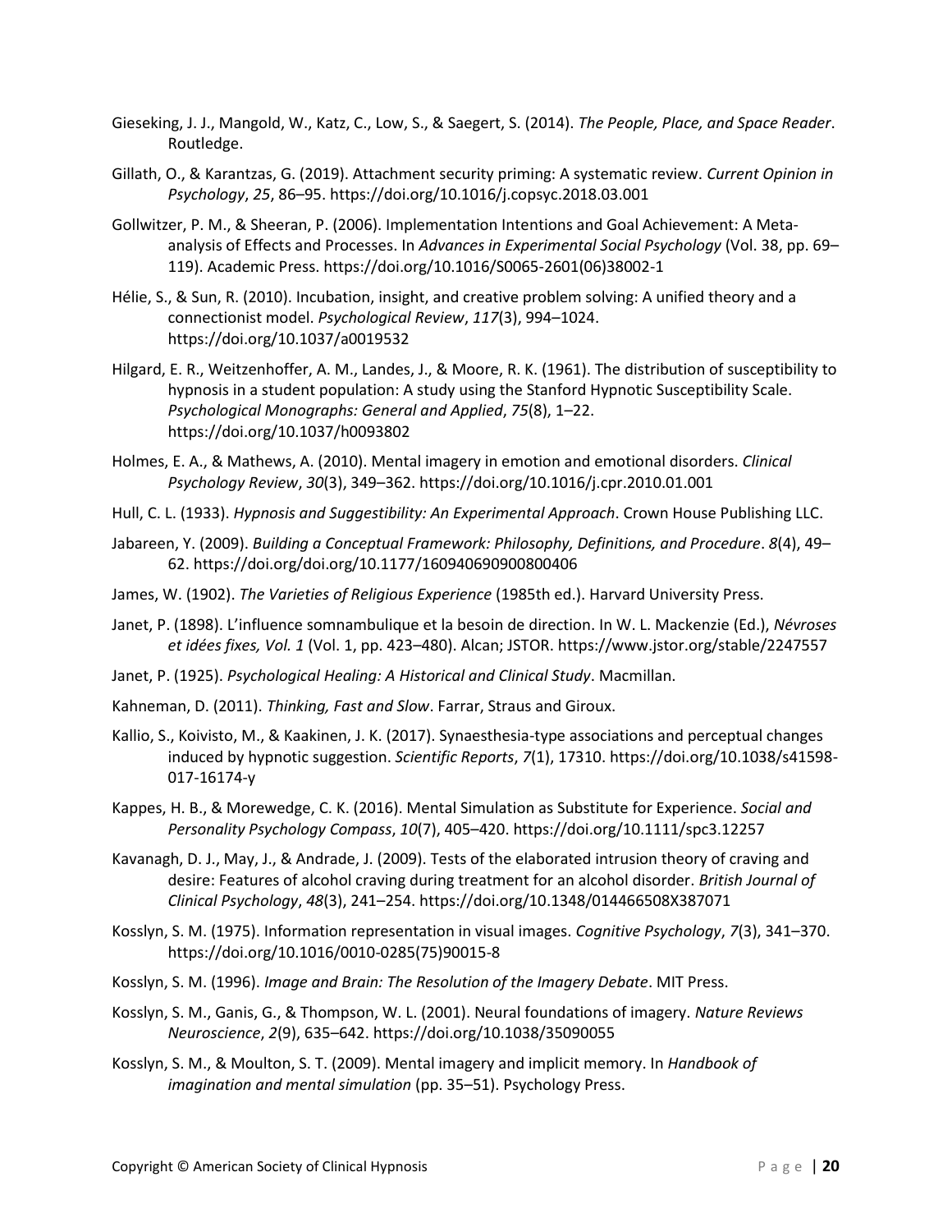Gieseking, J. J., Mangold, W., Katz, C., Low, S., & Saegert, S. (2014). *The People, Place, and Space Reader*. Routledge.

Gillath, O., & Karantzas, G. (2019). Attachment security priming: A systematic review. *Current Opinion in Psychology*, *25*, 86–95. https://doi.org/10.1016/j.copsyc.2018.03.001

Gollwitzer, P. M., & Sheeran, P. (2006). Implementation Intentions and Goal Achievement: A Meta-analysis of Effects and Processes. In *Advances in Experimental Social Psychology* (Vol. 38, pp. 69–119). Academic Press. https://doi.org/10.1016/S0065-2601(06)38002-1

Hélie, S., & Sun, R. (2010). Incubation, insight, and creative problem solving: A unified theory and a connectionist model. *Psychological Review*, *117*(3), 994–1024. https://doi.org/10.1037/a0019532

Hilgard, E. R., Weitzenhoffer, A. M., Landes, J., & Moore, R. K. (1961). The distribution of susceptibility to hypnosis in a student population: A study using the Stanford Hypnotic Susceptibility Scale. *Psychological Monographs: General and Applied*, *75*(8), 1–22. https://doi.org/10.1037/h0093802

Holmes, E. A., & Mathews, A. (2010). Mental imagery in emotion and emotional disorders. *Clinical Psychology Review*, *30*(3), 349–362. https://doi.org/10.1016/j.cpr.2010.01.001

Hull, C. L. (1933). *Hypnosis and Suggestibility: An Experimental Approach*. Crown House Publishing LLC.

Jabareen, Y. (2009). *Building a Conceptual Framework: Philosophy, Definitions, and Procedure*. *8*(4), 49–62. https://doi.org/doi.org/10.1177/160940690900800406

James, W. (1902). *The Varieties of Religious Experience* (1985th ed.). Harvard University Press.

Janet, P. (1898). L'influence somnambulique et la besoin de direction. In W. L. Mackenzie (Ed.), *Névroses et idées fixes, Vol. 1* (Vol. 1, pp. 423–480). Alcan; JSTOR. https://www.jstor.org/stable/2247557

Janet, P. (1925). *Psychological Healing: A Historical and Clinical Study*. Macmillan.

Kahneman, D. (2011). *Thinking, Fast and Slow*. Farrar, Straus and Giroux.

Kallio, S., Koivisto, M., & Kaakinen, J. K. (2017). Synaesthesia-type associations and perceptual changes induced by hypnotic suggestion. *Scientific Reports*, *7*(1), 17310. https://doi.org/10.1038/s41598-017-16174-y

Kappes, H. B., & Morewedge, C. K. (2016). Mental Simulation as Substitute for Experience. *Social and Personality Psychology Compass*, *10*(7), 405–420. https://doi.org/10.1111/spc3.12257

Kavanagh, D. J., May, J., & Andrade, J. (2009). Tests of the elaborated intrusion theory of craving and desire: Features of alcohol craving during treatment for an alcohol disorder. *British Journal of Clinical Psychology*, *48*(3), 241–254. https://doi.org/10.1348/014466508X387071

Kosslyn, S. M. (1975). Information representation in visual images. *Cognitive Psychology*, *7*(3), 341–370. https://doi.org/10.1016/0010-0285(75)90015-8

Kosslyn, S. M. (1996). *Image and Brain: The Resolution of the Imagery Debate*. MIT Press.

Kosslyn, S. M., Ganis, G., & Thompson, W. L. (2001). Neural foundations of imagery. *Nature Reviews Neuroscience*, *2*(9), 635–642. https://doi.org/10.1038/35090055

Kosslyn, S. M., & Moulton, S. T. (2009). Mental imagery and implicit memory. In *Handbook of imagination and mental simulation* (pp. 35–51). Psychology Press.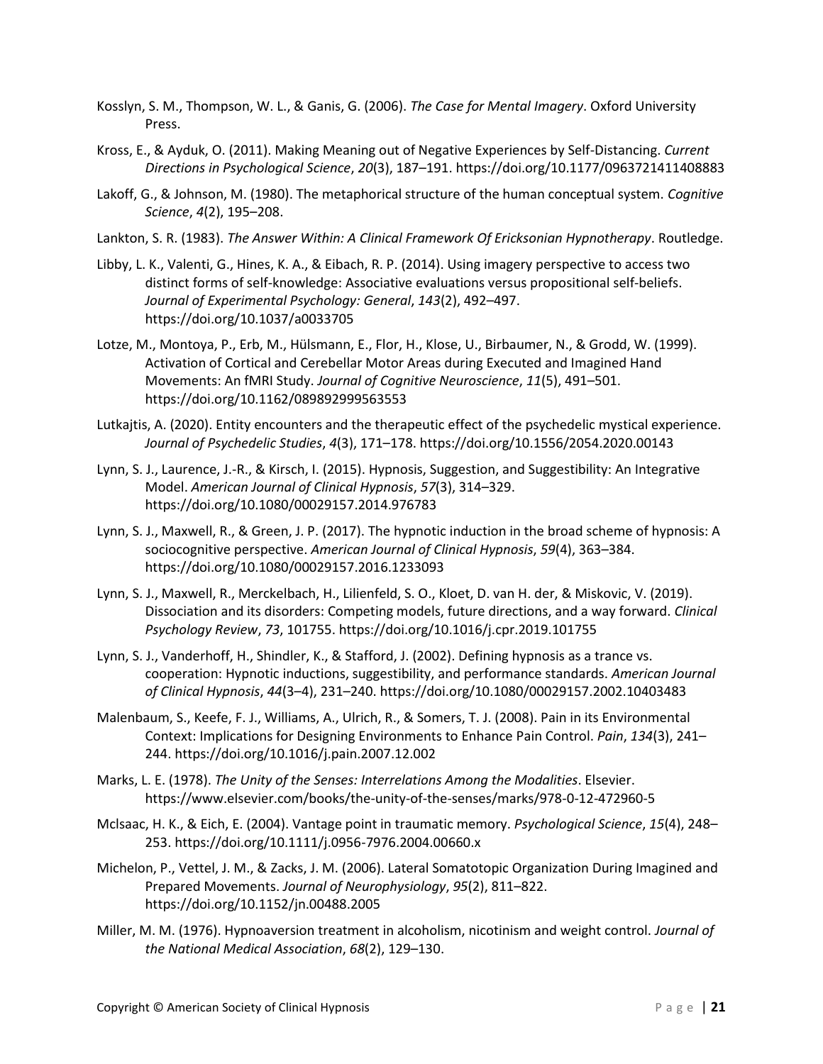Kosslyn, S. M., Thompson, W. L., & Ganis, G. (2006). *The Case for Mental Imagery*. Oxford University Press.

Kross, E., & Ayduk, O. (2011). Making Meaning out of Negative Experiences by Self-Distancing. *Current Directions in Psychological Science*, *20*(3), 187–191. https://doi.org/10.1177/0963721411408883

Lakoff, G., & Johnson, M. (1980). The metaphorical structure of the human conceptual system. *Cognitive Science*, *4*(2), 195–208.

Lankton, S. R. (1983). *The Answer Within: A Clinical Framework Of Ericksonian Hypnotherapy*. Routledge.

Libby, L. K., Valenti, G., Hines, K. A., & Eibach, R. P. (2014). Using imagery perspective to access two distinct forms of self-knowledge: Associative evaluations versus propositional self-beliefs. *Journal of Experimental Psychology: General*, *143*(2), 492–497. https://doi.org/10.1037/a0033705

Lotze, M., Montoya, P., Erb, M., Hülsmann, E., Flor, H., Klose, U., Birbaumer, N., & Grodd, W. (1999). Activation of Cortical and Cerebellar Motor Areas during Executed and Imagined Hand Movements: An fMRI Study. *Journal of Cognitive Neuroscience*, *11*(5), 491–501. https://doi.org/10.1162/089892999563553

Lutkajtis, A. (2020). Entity encounters and the therapeutic effect of the psychedelic mystical experience. *Journal of Psychedelic Studies*, *4*(3), 171–178. https://doi.org/10.1556/2054.2020.00143

Lynn, S. J., Laurence, J.-R., & Kirsch, I. (2015). Hypnosis, Suggestion, and Suggestibility: An Integrative Model. *American Journal of Clinical Hypnosis*, *57*(3), 314–329. https://doi.org/10.1080/00029157.2014.976783

Lynn, S. J., Maxwell, R., & Green, J. P. (2017). The hypnotic induction in the broad scheme of hypnosis: A sociocognitive perspective. *American Journal of Clinical Hypnosis*, *59*(4), 363–384. https://doi.org/10.1080/00029157.2016.1233093

Lynn, S. J., Maxwell, R., Merckelbach, H., Lilienfeld, S. O., Kloet, D. van H. der, & Miskovic, V. (2019). Dissociation and its disorders: Competing models, future directions, and a way forward. *Clinical Psychology Review*, *73*, 101755. https://doi.org/10.1016/j.cpr.2019.101755

Lynn, S. J., Vanderhoff, H., Shindler, K., & Stafford, J. (2002). Defining hypnosis as a trance vs. cooperation: Hypnotic inductions, suggestibility, and performance standards. *American Journal of Clinical Hypnosis*, *44*(3–4), 231–240. https://doi.org/10.1080/00029157.2002.10403483

Malenbaum, S., Keefe, F. J., Williams, A., Ulrich, R., & Somers, T. J. (2008). Pain in its Environmental Context: Implications for Designing Environments to Enhance Pain Control. *Pain*, *134*(3), 241–244. https://doi.org/10.1016/j.pain.2007.12.002

Marks, L. E. (1978). *The Unity of the Senses: Interrelations Among the Modalities*. Elsevier. https://www.elsevier.com/books/the-unity-of-the-senses/marks/978-0-12-472960-5

McIsaac, H. K., & Eich, E. (2004). Vantage point in traumatic memory. *Psychological Science*, *15*(4), 248–253. https://doi.org/10.1111/j.0956-7976.2004.00660.x

Michelon, P., Vettel, J. M., & Zacks, J. M. (2006). Lateral Somatotopic Organization During Imagined and Prepared Movements. *Journal of Neurophysiology*, *95*(2), 811–822. https://doi.org/10.1152/jn.00488.2005

Miller, M. M. (1976). Hypnoaversion treatment in alcoholism, nicotinism and weight control. *Journal of the National Medical Association*, *68*(2), 129–130.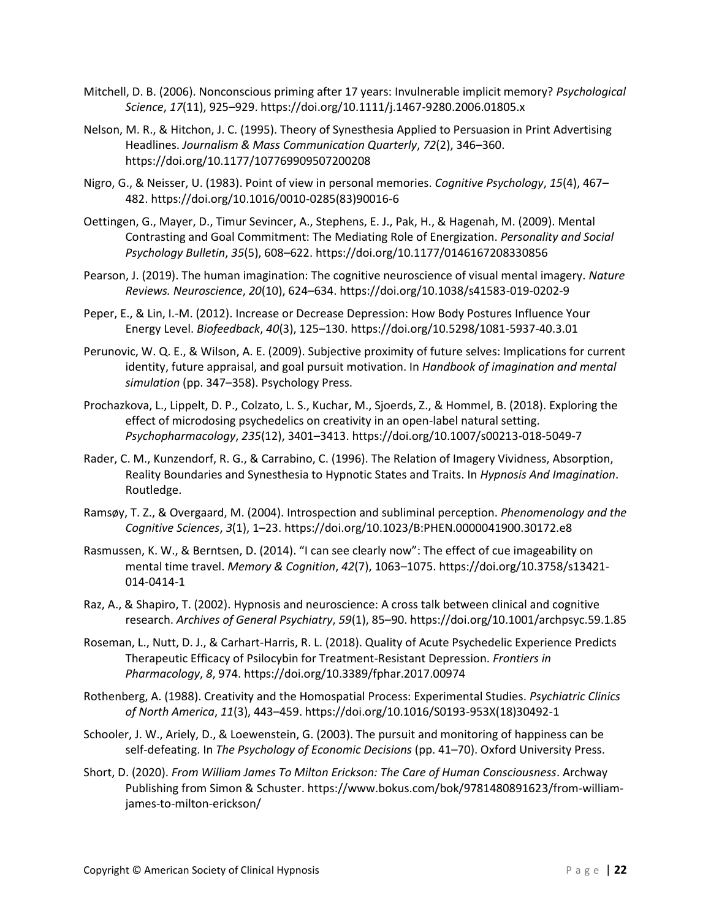Mitchell, D. B. (2006). Nonconscious priming after 17 years: Invulnerable implicit memory? *Psychological Science*, *17*(11), 925–929. https://doi.org/10.1111/j.1467-9280.2006.01805.x

Nelson, M. R., & Hitchon, J. C. (1995). Theory of Synesthesia Applied to Persuasion in Print Advertising Headlines. *Journalism & Mass Communication Quarterly*, *72*(2), 346–360. https://doi.org/10.1177/107769909507200208

Nigro, G., & Neisser, U. (1983). Point of view in personal memories. *Cognitive Psychology*, *15*(4), 467–482. https://doi.org/10.1016/0010-0285(83)90016-6

Oettingen, G., Mayer, D., Timur Sevincer, A., Stephens, E. J., Pak, H., & Hagenah, M. (2009). Mental Contrasting and Goal Commitment: The Mediating Role of Energization. *Personality and Social Psychology Bulletin*, *35*(5), 608–622. https://doi.org/10.1177/0146167208330856

Pearson, J. (2019). The human imagination: The cognitive neuroscience of visual mental imagery. *Nature Reviews. Neuroscience*, *20*(10), 624–634. https://doi.org/10.1038/s41583-019-0202-9

Peper, E., & Lin, I.-M. (2012). Increase or Decrease Depression: How Body Postures Influence Your Energy Level. *Biofeedback*, *40*(3), 125–130. https://doi.org/10.5298/1081-5937-40.3.01

Perunovic, W. Q. E., & Wilson, A. E. (2009). Subjective proximity of future selves: Implications for current identity, future appraisal, and goal pursuit motivation. In *Handbook of imagination and mental simulation* (pp. 347–358). Psychology Press.

Prochazkova, L., Lippelt, D. P., Colzato, L. S., Kuchar, M., Sjoerds, Z., & Hommel, B. (2018). Exploring the effect of microdosing psychedelics on creativity in an open-label natural setting. *Psychopharmacology*, *235*(12), 3401–3413. https://doi.org/10.1007/s00213-018-5049-7

Rader, C. M., Kunzendorf, R. G., & Carrabino, C. (1996). The Relation of Imagery Vividness, Absorption, Reality Boundaries and Synesthesia to Hypnotic States and Traits. In *Hypnosis And Imagination*. Routledge.

Ramsøy, T. Z., & Overgaard, M. (2004). Introspection and subliminal perception. *Phenomenology and the Cognitive Sciences*, *3*(1), 1–23. https://doi.org/10.1023/B:PHEN.0000041900.30172.e8

Rasmussen, K. W., & Berntsen, D. (2014). "I can see clearly now": The effect of cue imageability on mental time travel. *Memory & Cognition*, *42*(7), 1063–1075. https://doi.org/10.3758/s13421-014-0414-1

Raz, A., & Shapiro, T. (2002). Hypnosis and neuroscience: A cross talk between clinical and cognitive research. *Archives of General Psychiatry*, *59*(1), 85–90. https://doi.org/10.1001/archpsyc.59.1.85

Roseman, L., Nutt, D. J., & Carhart-Harris, R. L. (2018). Quality of Acute Psychedelic Experience Predicts Therapeutic Efficacy of Psilocybin for Treatment-Resistant Depression. *Frontiers in Pharmacology*, *8*, 974. https://doi.org/10.3389/fphar.2017.00974

Rothenberg, A. (1988). Creativity and the Homospatial Process: Experimental Studies. *Psychiatric Clinics of North America*, *11*(3), 443–459. https://doi.org/10.1016/S0193-953X(18)30492-1

Schooler, J. W., Ariely, D., & Loewenstein, G. (2003). The pursuit and monitoring of happiness can be self-defeating. In *The Psychology of Economic Decisions* (pp. 41–70). Oxford University Press.

Short, D. (2020). *From William James To Milton Erickson: The Care of Human Consciousness*. Archway Publishing from Simon & Schuster. https://www.bokus.com/bok/9781480891623/from-william-james-to-milton-erickson/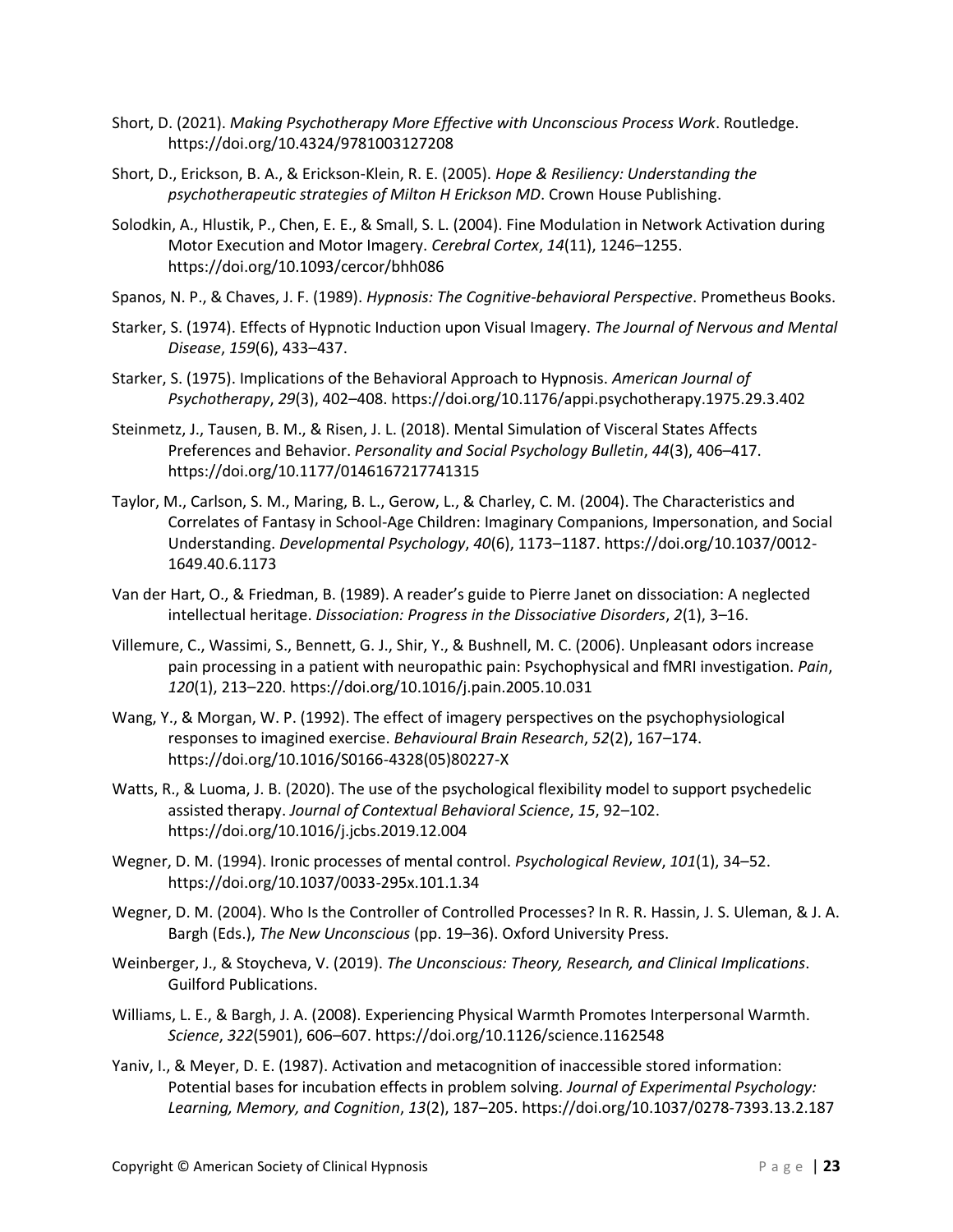Short, D. (2021). *Making Psychotherapy More Effective with Unconscious Process Work*. Routledge. https://doi.org/10.4324/9781003127208

Short, D., Erickson, B. A., & Erickson-Klein, R. E. (2005). *Hope & Resiliency: Understanding the psychotherapeutic strategies of Milton H Erickson MD*. Crown House Publishing.

Solodkin, A., Hlustik, P., Chen, E. E., & Small, S. L. (2004). Fine Modulation in Network Activation during Motor Execution and Motor Imagery. *Cerebral Cortex*, *14*(11), 1246–1255. https://doi.org/10.1093/cercor/bhh086

Spanos, N. P., & Chaves, J. F. (1989). *Hypnosis: The Cognitive-behavioral Perspective*. Prometheus Books.

Starker, S. (1974). Effects of Hypnotic Induction upon Visual Imagery. *The Journal of Nervous and Mental Disease*, *159*(6), 433–437.

Starker, S. (1975). Implications of the Behavioral Approach to Hypnosis. *American Journal of Psychotherapy*, *29*(3), 402–408. https://doi.org/10.1176/appi.psychotherapy.1975.29.3.402

Steinmetz, J., Tausen, B. M., & Risen, J. L. (2018). Mental Simulation of Visceral States Affects Preferences and Behavior. *Personality and Social Psychology Bulletin*, *44*(3), 406–417. https://doi.org/10.1177/0146167217741315

Taylor, M., Carlson, S. M., Maring, B. L., Gerow, L., & Charley, C. M. (2004). The Characteristics and Correlates of Fantasy in School-Age Children: Imaginary Companions, Impersonation, and Social Understanding. *Developmental Psychology*, *40*(6), 1173–1187. https://doi.org/10.1037/0012-1649.40.6.1173

Van der Hart, O., & Friedman, B. (1989). A reader's guide to Pierre Janet on dissociation: A neglected intellectual heritage. *Dissociation: Progress in the Dissociative Disorders*, *2*(1), 3–16.

Villemure, C., Wassimi, S., Bennett, G. J., Shir, Y., & Bushnell, M. C. (2006). Unpleasant odors increase pain processing in a patient with neuropathic pain: Psychophysical and fMRI investigation. *Pain*, *120*(1), 213–220. https://doi.org/10.1016/j.pain.2005.10.031

Wang, Y., & Morgan, W. P. (1992). The effect of imagery perspectives on the psychophysiological responses to imagined exercise. *Behavioural Brain Research*, *52*(2), 167–174. https://doi.org/10.1016/S0166-4328(05)80227-X

Watts, R., & Luoma, J. B. (2020). The use of the psychological flexibility model to support psychedelic assisted therapy. *Journal of Contextual Behavioral Science*, *15*, 92–102. https://doi.org/10.1016/j.jcbs.2019.12.004

Wegner, D. M. (1994). Ironic processes of mental control. *Psychological Review*, *101*(1), 34–52. https://doi.org/10.1037/0033-295x.101.1.34

Wegner, D. M. (2004). Who Is the Controller of Controlled Processes? In R. R. Hassin, J. S. Uleman, & J. A. Bargh (Eds.), *The New Unconscious* (pp. 19–36). Oxford University Press.

Weinberger, J., & Stoycheva, V. (2019). *The Unconscious: Theory, Research, and Clinical Implications*. Guilford Publications.

Williams, L. E., & Bargh, J. A. (2008). Experiencing Physical Warmth Promotes Interpersonal Warmth. *Science*, *322*(5901), 606–607. https://doi.org/10.1126/science.1162548

Yaniv, I., & Meyer, D. E. (1987). Activation and metacognition of inaccessible stored information: Potential bases for incubation effects in problem solving. *Journal of Experimental Psychology: Learning, Memory, and Cognition*, *13*(2), 187–205. https://doi.org/10.1037/0278-7393.13.2.187